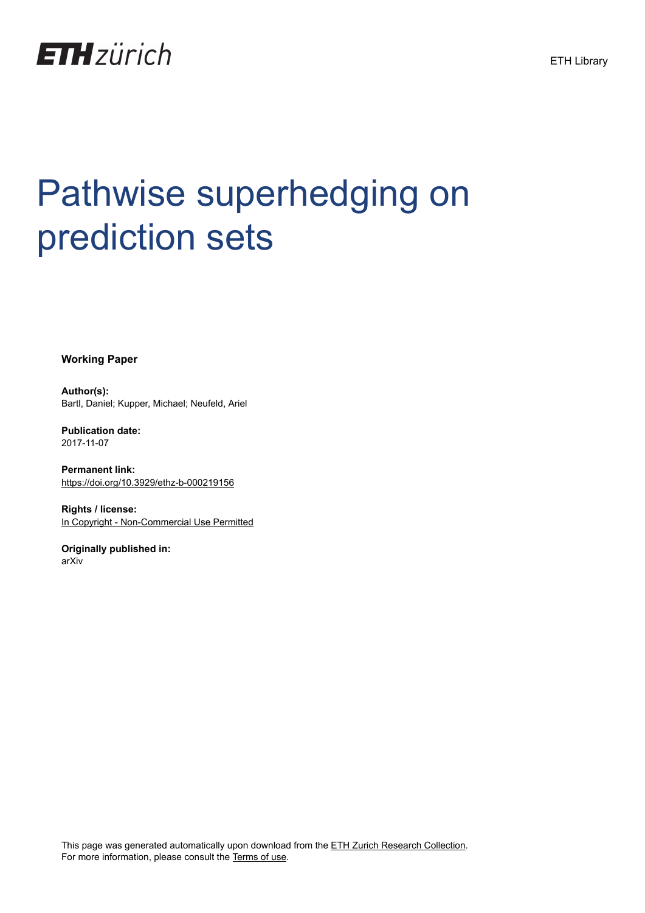ETH zürich

ETH Library

# Pathwise superhedging on prediction sets

**Working Paper**

**Author(s):**
Bartl, Daniel; Kupper, Michael; Neufeld, Ariel

**Publication date:**
2017-11-07

**Permanent link:**
https://doi.org/10.3929/ethz-b-000219156

**Rights / license:**
In Copyright - Non-Commercial Use Permitted

**Originally published in:**
arXiv

This page was generated automatically upon download from the ETH Zurich Research Collection.
For more information, please consult the Terms of use.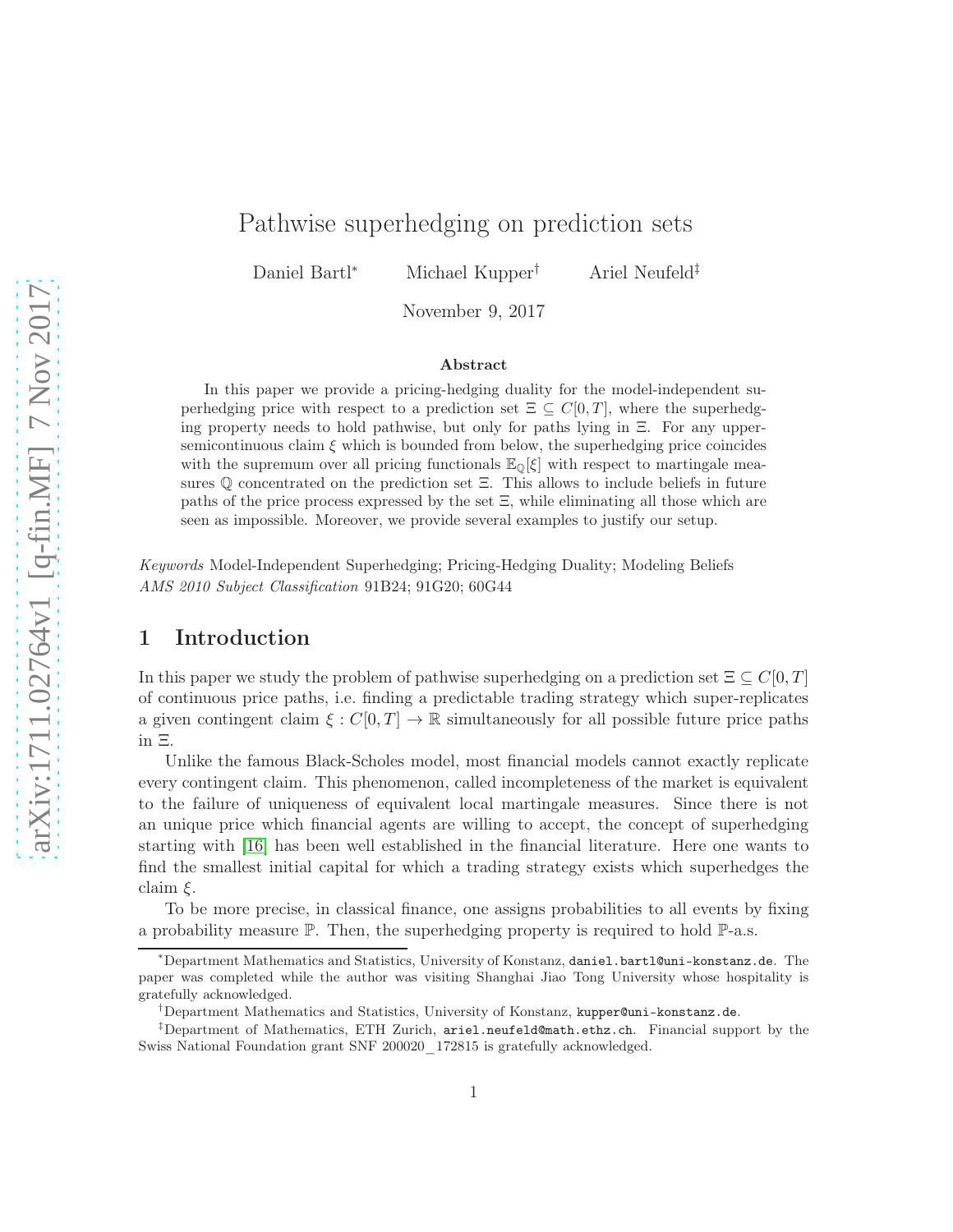# Pathwise superhedging on prediction sets

Daniel Bartl[*] Michael Kupper[†] Ariel Neufeld[‡]

November 9, 2017

### Abstract

In this paper we provide a pricing-hedging duality for the model-independent superhedging price with respect to a prediction set $\Xi \subseteq C[0,T]$, where the superhedging property needs to hold pathwise, but only for paths lying in $\Xi$. For any upper-semicontinuous claim $\xi$ which is bounded from below, the superhedging price coincides with the supremum over all pricing functionals $\mathbb{E}_{\mathbb{Q}}[\xi]$ with respect to martingale measures $\mathbb{Q}$ concentrated on the prediction set $\Xi$. This allows to include beliefs in future paths of the price process expressed by the set $\Xi$, while eliminating all those which are seen as impossible. Moreover, we provide several examples to justify our setup.

*Keywords* Model-Independent Superhedging; Pricing-Hedging Duality; Modeling Beliefs
*AMS 2010 Subject Classification* 91B24; 91G20; 60G44

## 1 Introduction

In this paper we study the problem of pathwise superhedging on a prediction set $\Xi \subseteq C[0,T]$ of continuous price paths, i.e. finding a predictable trading strategy which super-replicates a given contingent claim $\xi : C[0,T] \to \mathbb{R}$ simultaneously for all possible future price paths in $\Xi$.

Unlike the famous Black-Scholes model, most financial models cannot exactly replicate every contingent claim. This phenomenon, called incompleteness of the market is equivalent to the failure of uniqueness of equivalent local martingale measures. Since there is not an unique price which financial agents are willing to accept, the concept of superhedging starting with [16] has been well established in the financial literature. Here one wants to find the smallest initial capital for which a trading strategy exists which superhedges the claim $\xi$.

To be more precise, in classical finance, one assigns probabilities to all events by fixing a probability measure $\mathbb{P}$. Then, the superhedging property is required to hold $\mathbb{P}$-a.s.

---

[*] Department Mathematics and Statistics, University of Konstanz, daniel.bartl@uni-konstanz.de. The paper was completed while the author was visiting Shanghai Jiao Tong University whose hospitality is gratefully acknowledged.

[†] Department Mathematics and Statistics, University of Konstanz, kupper@uni-konstanz.de.

[‡] Department of Mathematics, ETH Zurich, ariel.neufeld@math.ethz.ch. Financial support by the Swiss National Foundation grant SNF 200020_172815 is gratefully acknowledged.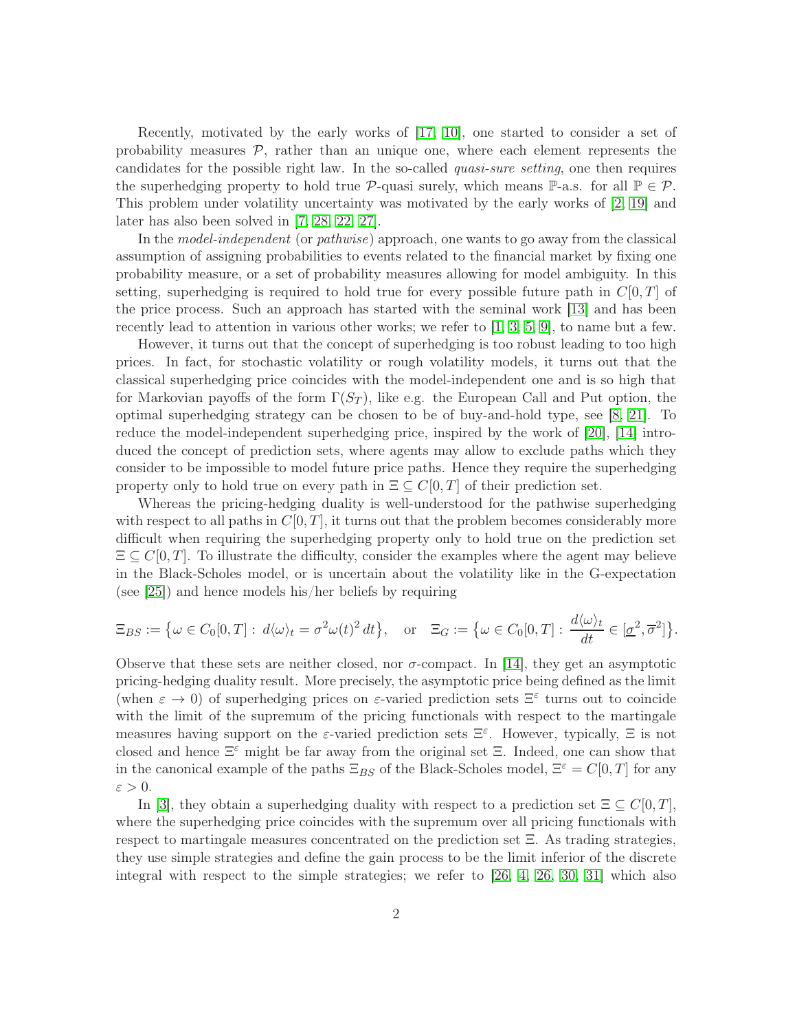Recently, motivated by the early works of [17, 10], one started to consider a set of probability measures $\mathcal{P}$, rather than an unique one, where each element represents the candidates for the possible right law. In the so-called *quasi-sure setting*, one then requires the superhedging property to hold true $\mathcal{P}$-quasi surely, which means $\mathbb{P}$-a.s. for all $\mathbb{P} \in \mathcal{P}$. This problem under volatility uncertainty was motivated by the early works of [2, 19] and later has also been solved in [7, 28, 22, 27].

In the *model-independent* (or *pathwise*) approach, one wants to go away from the classical assumption of assigning probabilities to events related to the financial market by fixing one probability measure, or a set of probability measures allowing for model ambiguity. In this setting, superhedging is required to hold true for every possible future path in $C[0,T]$ of the price process. Such an approach has started with the seminal work [13] and has been recently lead to attention in various other works; we refer to [1, 3, 5, 9], to name but a few.

However, it turns out that the concept of superhedging is too robust leading to too high prices. In fact, for stochastic volatility or rough volatility models, it turns out that the classical superhedging price coincides with the model-independent one and is so high that for Markovian payoffs of the form $\Gamma(S_T)$, like e.g. the European Call and Put option, the optimal superhedging strategy can be chosen to be of buy-and-hold type, see [8, 21]. To reduce the model-independent superhedging price, inspired by the work of [20], [14] introduced the concept of prediction sets, where agents may allow to exclude paths which they consider to be impossible to model future price paths. Hence they require the superhedging property only to hold true on every path in $\Xi \subseteq C[0,T]$ of their prediction set.

Whereas the pricing-hedging duality is well-understood for the pathwise superhedging with respect to all paths in $C[0,T]$, it turns out that the problem becomes considerably more difficult when requiring the superhedging property only to hold true on the prediction set $\Xi \subseteq C[0,T]$. To illustrate the difficulty, consider the examples where the agent may believe in the Black-Scholes model, or is uncertain about the volatility like in the G-expectation (see [25]) and hence models his/her beliefs by requiring

$$\Xi_{BS} := \big\{\omega \in C_0[0,T]:\ d\langle \omega\rangle_t = \sigma^2 \omega(t)^2\, dt\big\}, \quad \text{or} \quad \Xi_G := \big\{\omega \in C_0[0,T]:\ \frac{d\langle \omega\rangle_t}{dt} \in [\underline{\sigma}^2, \overline{\sigma}^2]\big\}.$$

Observe that these sets are neither closed, nor $\sigma$-compact. In [14], they get an asymptotic pricing-hedging duality result. More precisely, the asymptotic price being defined as the limit (when $\varepsilon \to 0$) of superhedging prices on $\varepsilon$-varied prediction sets $\Xi^\varepsilon$ turns out to coincide with the limit of the supremum of the pricing functionals with respect to the martingale measures having support on the $\varepsilon$-varied prediction sets $\Xi^\varepsilon$. However, typically, $\Xi$ is not closed and hence $\Xi^\varepsilon$ might be far away from the original set $\Xi$. Indeed, one can show that in the canonical example of the paths $\Xi_{BS}$ of the Black-Scholes model, $\Xi^\varepsilon = C[0,T]$ for any $\varepsilon > 0$.

In [3], they obtain a superhedging duality with respect to a prediction set $\Xi \subseteq C[0,T]$, where the superhedging price coincides with the supremum over all pricing functionals with respect to martingale measures concentrated on the prediction set $\Xi$. As trading strategies, they use simple strategies and define the gain process to be the limit inferior of the discrete integral with respect to the simple strategies; we refer to [26, 4, 26, 30, 31] which also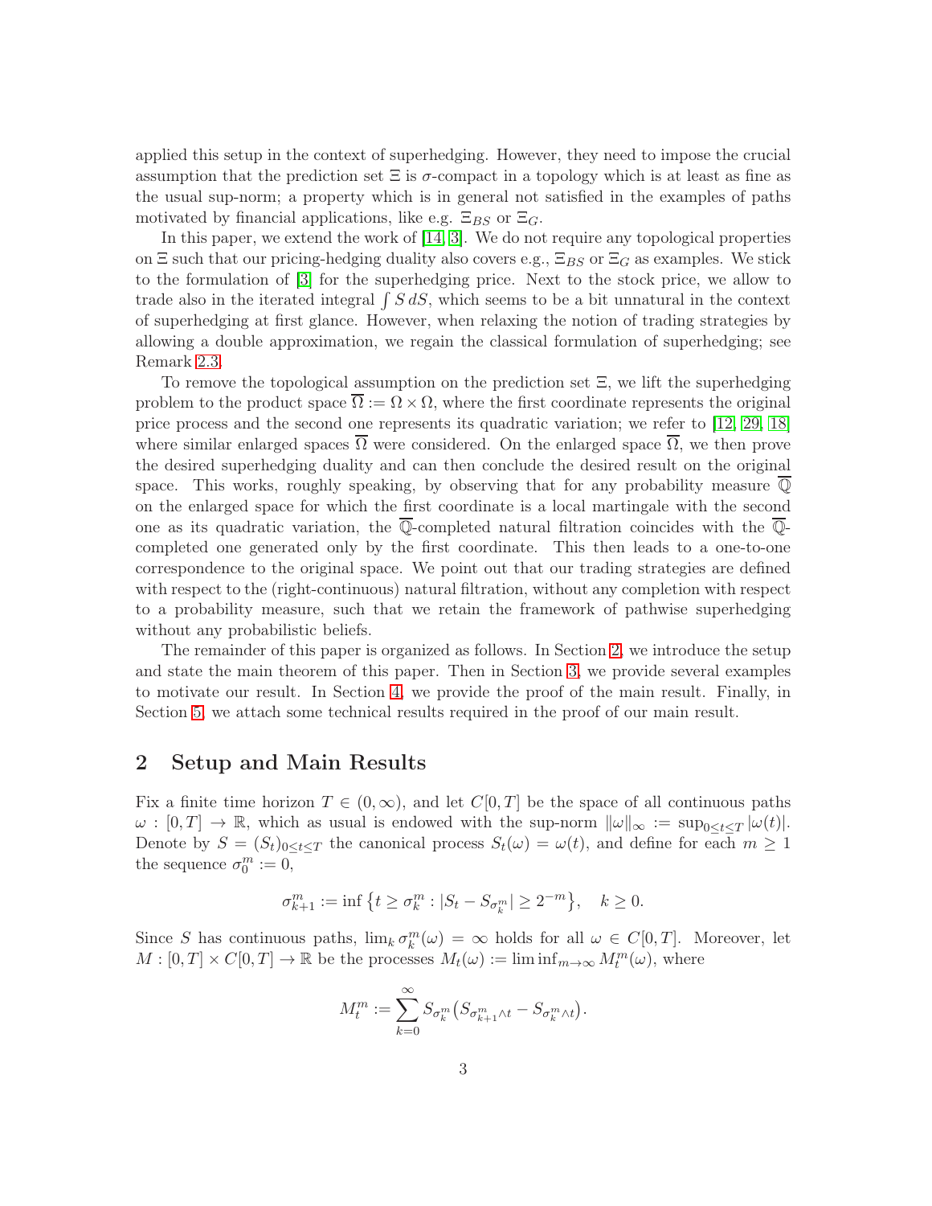applied this setup in the context of superhedging. However, they need to impose the crucial assumption that the prediction set $\Xi$ is $\sigma$-compact in a topology which is at least as fine as the usual sup-norm; a property which is in general not satisfied in the examples of paths motivated by financial applications, like e.g. $\Xi_{BS}$ or $\Xi_G$.

In this paper, we extend the work of [14, 3]. We do not require any topological properties on $\Xi$ such that our pricing-hedging duality also covers e.g., $\Xi_{BS}$ or $\Xi_G$ as examples. We stick to the formulation of [3] for the superhedging price. Next to the stock price, we allow to trade also in the iterated integral $\int S\,dS$, which seems to be a bit unnatural in the context of superhedging at first glance. However, when relaxing the notion of trading strategies by allowing a double approximation, we regain the classical formulation of superhedging; see Remark 2.3.

To remove the topological assumption on the prediction set $\Xi$, we lift the superhedging problem to the product space $\overline{\Omega} := \Omega \times \Omega$, where the first coordinate represents the original price process and the second one represents its quadratic variation; we refer to [12, 29, 18] where similar enlarged spaces $\overline{\Omega}$ were considered. On the enlarged space $\overline{\Omega}$, we then prove the desired superhedging duality and can then conclude the desired result on the original space. This works, roughly speaking, by observing that for any probability measure $\overline{\mathbb{Q}}$ on the enlarged space for which the first coordinate is a local martingale with the second one as its quadratic variation, the $\overline{\mathbb{Q}}$-completed natural filtration coincides with the $\overline{\mathbb{Q}}$-completed one generated only by the first coordinate. This then leads to a one-to-one correspondence to the original space. We point out that our trading strategies are defined with respect to the (right-continuous) natural filtration, without any completion with respect to a probability measure, such that we retain the framework of pathwise superhedging without any probabilistic beliefs.

The remainder of this paper is organized as follows. In Section 2, we introduce the setup and state the main theorem of this paper. Then in Section 3, we provide several examples to motivate our result. In Section 4, we provide the proof of the main result. Finally, in Section 5, we attach some technical results required in the proof of our main result.

## 2 Setup and Main Results

Fix a finite time horizon $T \in (0, \infty)$, and let $C[0,T]$ be the space of all continuous paths $\omega : [0,T] \to \mathbb{R}$, which as usual is endowed with the sup-norm $\|\omega\|_\infty := \sup_{0 \le t \le T} |\omega(t)|$. Denote by $S = (S_t)_{0 \le t \le T}$ the canonical process $S_t(\omega) = \omega(t)$, and define for each $m \ge 1$ the sequence $\sigma_0^m := 0$,

$$\sigma_{k+1}^m := \inf\left\{t \ge \sigma_k^m : |S_t - S_{\sigma_k^m}| \ge 2^{-m}\right\}, \quad k \ge 0.$$

Since $S$ has continuous paths, $\lim_k \sigma_k^m(\omega) = \infty$ holds for all $\omega \in C[0,T]$. Moreover, let $M : [0,T] \times C[0,T] \to \mathbb{R}$ be the processes $M_t(\omega) := \liminf_{m \to \infty} M_t^m(\omega)$, where

$$M_t^m := \sum_{k=0}^{\infty} S_{\sigma_k^m}\big(S_{\sigma_{k+1}^m \wedge t} - S_{\sigma_k^m \wedge t}\big).$$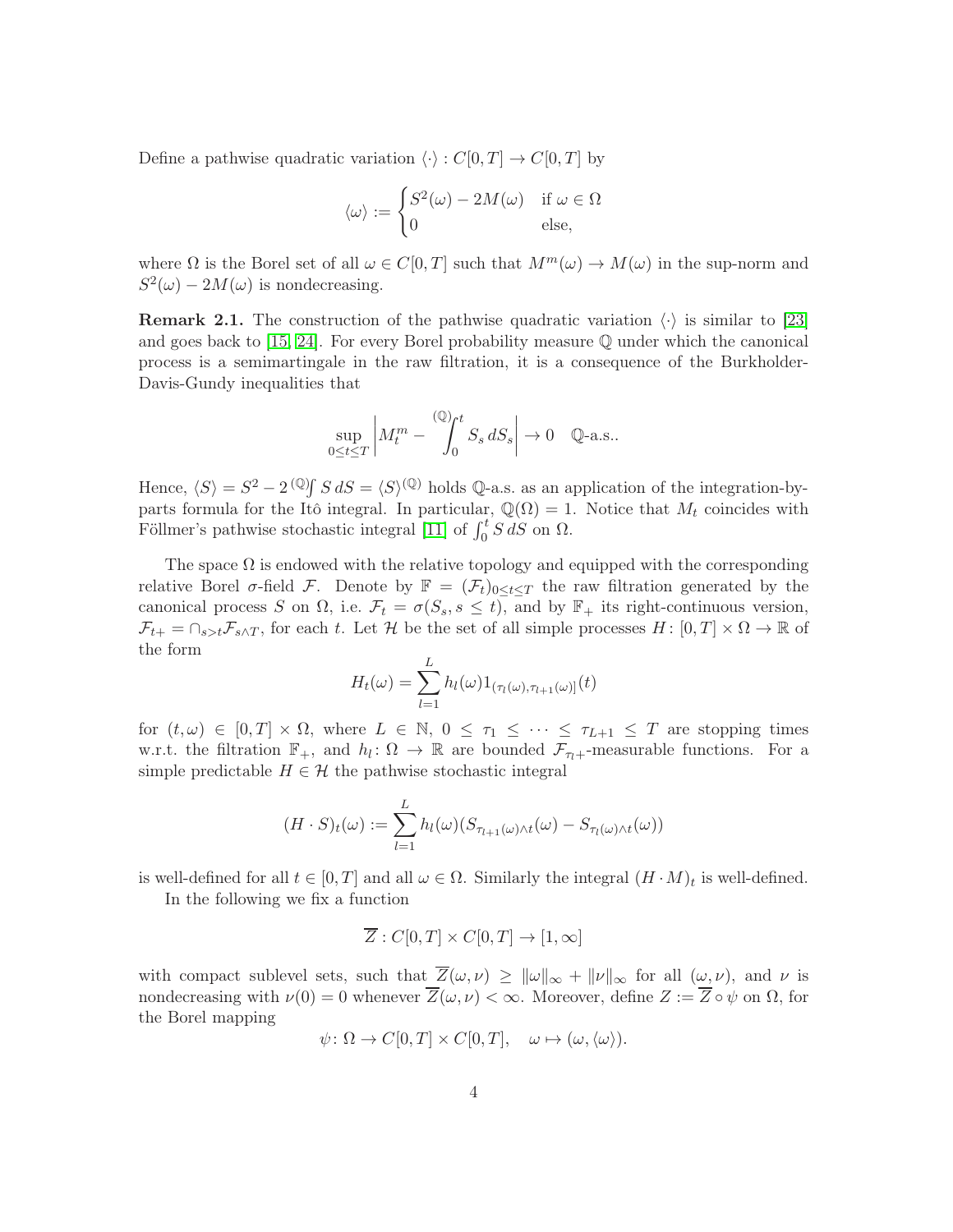Define a pathwise quadratic variation $\langle\cdot\rangle : C[0,T] \to C[0,T]$ by

$$\langle\omega\rangle := \begin{cases} S^2(\omega) - 2M(\omega) & \text{if } \omega \in \Omega \\ 0 & \text{else,} \end{cases}$$

where $\Omega$ is the Borel set of all $\omega \in C[0,T]$ such that $M^m(\omega) \to M(\omega)$ in the sup-norm and $S^2(\omega) - 2M(\omega)$ is nondecreasing.

**Remark 2.1.** The construction of the pathwise quadratic variation $\langle\cdot\rangle$ is similar to [23] and goes back to [15, 24]. For every Borel probability measure $\mathbb{Q}$ under which the canonical process is a semimartingale in the raw filtration, it is a consequence of the Burkholder-Davis-Gundy inequalities that

$$\sup_{0\le t\le T}\left| M_t^m - {}^{(\mathbb{Q})}\!\!\int_0^t S_s\, dS_s \right| \to 0 \quad \mathbb{Q}\text{-a.s.}.$$

Hence, $\langle S\rangle = S^2 - 2\,{}^{(\mathbb{Q})}\!\!\int S\, dS = \langle S\rangle^{(\mathbb{Q})}$ holds $\mathbb{Q}$-a.s. as an application of the integration-by-parts formula for the Itô integral. In particular, $\mathbb{Q}(\Omega) = 1$. Notice that $M_t$ coincides with Föllmer's pathwise stochastic integral [11] of $\int_0^t S\, dS$ on $\Omega$.

The space $\Omega$ is endowed with the relative topology and equipped with the corresponding relative Borel $\sigma$-field $\mathcal{F}$. Denote by $\mathbb{F} = (\mathcal{F}_t)_{0\le t\le T}$ the raw filtration generated by the canonical process $S$ on $\Omega$, i.e. $\mathcal{F}_t = \sigma(S_s, s \le t)$, and by $\mathbb{F}_+$ its right-continuous version, $\mathcal{F}_{t+} = \cap_{s>t}\mathcal{F}_{s\wedge T}$, for each $t$. Let $\mathcal{H}$ be the set of all simple processes $H\colon [0,T]\times\Omega \to \mathbb{R}$ of the form

$$H_t(\omega) = \sum_{l=1}^{L} h_l(\omega) 1_{(\tau_l(\omega),\tau_{l+1}(\omega)]}(t)$$

for $(t,\omega) \in [0,T]\times\Omega$, where $L \in \mathbb{N}$, $0 \le \tau_1 \le \cdots \le \tau_{L+1} \le T$ are stopping times w.r.t. the filtration $\mathbb{F}_+$, and $h_l\colon \Omega \to \mathbb{R}$ are bounded $\mathcal{F}_{\tau_l+}$-measurable functions. For a simple predictable $H \in \mathcal{H}$ the pathwise stochastic integral

$$(H\cdot S)_t(\omega) := \sum_{l=1}^{L} h_l(\omega)(S_{\tau_{l+1}(\omega)\wedge t}(\omega) - S_{\tau_l(\omega)\wedge t}(\omega))$$

is well-defined for all $t \in [0,T]$ and all $\omega \in \Omega$. Similarly the integral $(H\cdot M)_t$ is well-defined.

In the following we fix a function

$$\overline{Z}\colon C[0,T]\times C[0,T] \to [1,\infty]$$

with compact sublevel sets, such that $\overline{Z}(\omega,\nu) \ge \|\omega\|_\infty + \|\nu\|_\infty$ for all $(\omega,\nu)$, and $\nu$ is nondecreasing with $\nu(0) = 0$ whenever $\overline{Z}(\omega,\nu) < \infty$. Moreover, define $Z := \overline{Z}\circ\psi$ on $\Omega$, for the Borel mapping

$$\psi\colon \Omega \to C[0,T]\times C[0,T], \quad \omega \mapsto (\omega, \langle\omega\rangle).$$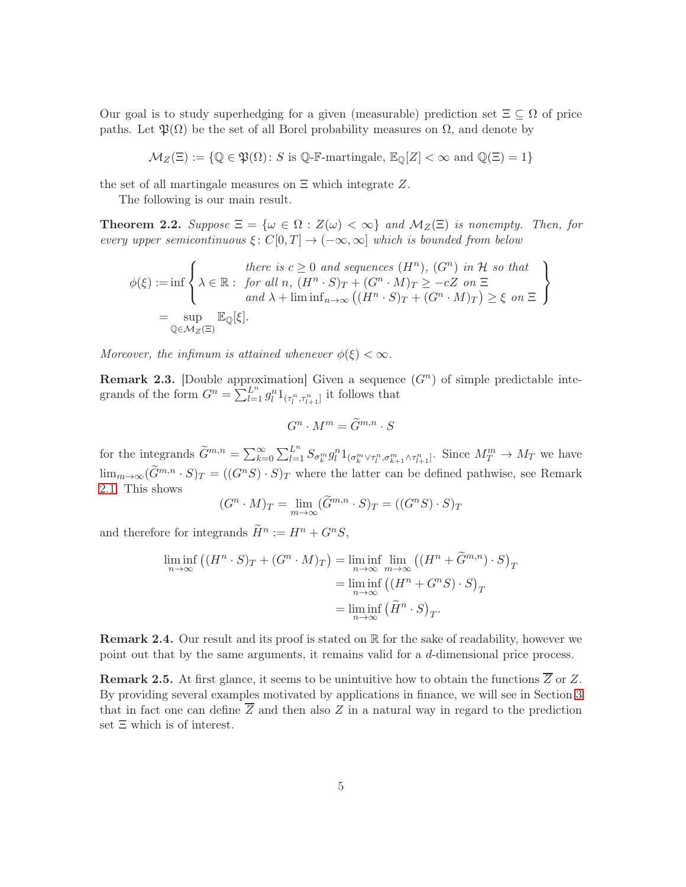Our goal is to study superhedging for a given (measurable) prediction set $\Xi \subseteq \Omega$ of price paths. Let $\mathfrak{P}(\Omega)$ be the set of all Borel probability measures on $\Omega$, and denote by

$$\mathcal{M}_Z(\Xi) := \{\mathbb{Q} \in \mathfrak{P}(\Omega) \colon S \text{ is } \mathbb{Q}\text{-}\mathbb{F}\text{-martingale}, \mathbb{E}_{\mathbb{Q}}[Z] < \infty \text{ and } \mathbb{Q}(\Xi) = 1\}$$

the set of all martingale measures on $\Xi$ which integrate $Z$.

The following is our main result.

**Theorem 2.2.** *Suppose $\Xi = \{\omega \in \Omega : Z(\omega) < \infty\}$ and $\mathcal{M}_Z(\Xi)$ is nonempty. Then, for every upper semicontinuous $\xi \colon C[0,T] \to (-\infty, \infty]$ which is bounded from below*

$$\begin{aligned}
\phi(\xi) &:= \inf \left\{ \lambda \in \mathbb{R} : \begin{array}{c} \text{there is } c \geq 0 \text{ and sequences } (H^n),\, (G^n) \text{ in } \mathcal{H} \text{ so that} \\ \text{for all } n,\, (H^n \cdot S)_T + (G^n \cdot M)_T \geq -cZ \text{ on } \Xi \\ \text{and } \lambda + \liminf_{n\to\infty} \big( (H^n \cdot S)_T + (G^n \cdot M)_T \big) \geq \xi \text{ on } \Xi \end{array} \right\} \\
&= \sup_{\mathbb{Q} \in \mathcal{M}_Z(\Xi)} \mathbb{E}_{\mathbb{Q}}[\xi].
\end{aligned}$$

*Moreover, the infimum is attained whenever $\phi(\xi) < \infty$.*

**Remark 2.3.** [Double approximation] Given a sequence $(G^n)$ of simple predictable integrands of the form $G^n = \sum_{l=1}^{L^n} g_l^n 1_{(\tau_l^n, \tau_{l+1}^n]}$ it follows that

$$G^n \cdot M^m = \widetilde{G}^{m,n} \cdot S$$

for the integrands $\widetilde{G}^{m,n} = \sum_{k=0}^{\infty} \sum_{l=1}^{L^n} S_{\sigma_k^m} g_l^n 1_{(\sigma_k^m \vee \tau_l^n, \sigma_{k+1}^m \wedge \tau_{l+1}^n]}$. Since $M_T^m \to M_T$ we have $\lim_{m\to\infty} (\widetilde{G}^{m,n} \cdot S)_T = ((G^n S) \cdot S)_T$ where the latter can be defined pathwise, see Remark 2.1. This shows

$$(G^n \cdot M)_T = \lim_{m\to\infty} (\widetilde{G}^{m,n} \cdot S)_T = ((G^n S) \cdot S)_T$$

and therefore for integrands $\widetilde{H}^n := H^n + G^n S$,

$$\begin{aligned}
\liminf_{n\to\infty} \big( (H^n \cdot S)_T + (G^n \cdot M)_T \big) &= \liminf_{n\to\infty} \lim_{m\to\infty} \big( (H^n + \widetilde{G}^{m,n}) \cdot S \big)_T \\
&= \liminf_{n\to\infty} \big( (H^n + G^n S) \cdot S \big)_T \\
&= \liminf_{n\to\infty} \big( \widetilde{H}^n \cdot S \big)_T.
\end{aligned}$$

**Remark 2.4.** Our result and its proof is stated on $\mathbb{R}$ for the sake of readability, however we point out that by the same arguments, it remains valid for a $d$-dimensional price process.

**Remark 2.5.** At first glance, it seems to be unintuitive how to obtain the functions $\overline{Z}$ or $Z$. By providing several examples motivated by applications in finance, we will see in Section 3 that in fact one can define $\overline{Z}$ and then also $Z$ in a natural way in regard to the prediction set $\Xi$ which is of interest.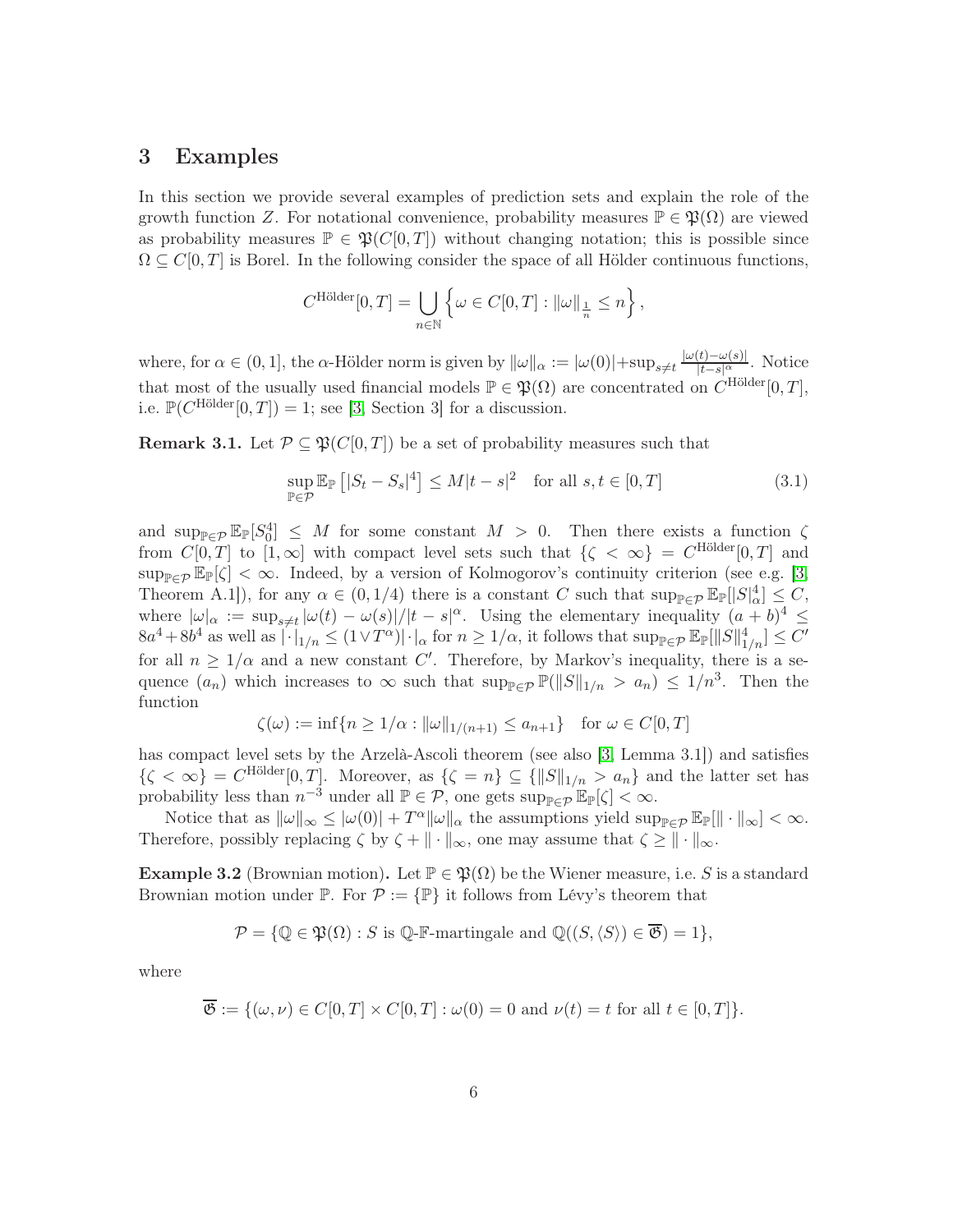## 3 Examples

In this section we provide several examples of prediction sets and explain the role of the growth function $Z$. For notational convenience, probability measures $\mathbb{P} \in \mathfrak{P}(\Omega)$ are viewed as probability measures $\mathbb{P} \in \mathfrak{P}(C[0,T])$ without changing notation; this is possible since $\Omega \subseteq C[0,T]$ is Borel. In the following consider the space of all Hölder continuous functions,

$$C^{\text{Hölder}}[0,T] = \bigcup_{n\in\mathbb{N}} \left\{ \omega \in C[0,T] : \|\omega\|_{\frac{1}{n}} \le n \right\},$$

where, for $\alpha \in (0,1]$, the $\alpha$-Hölder norm is given by $\|\omega\|_\alpha := |\omega(0)| + \sup_{s\neq t} \frac{|\omega(t)-\omega(s)|}{|t-s|^\alpha}$. Notice that most of the usually used financial models $\mathbb{P} \in \mathfrak{P}(\Omega)$ are concentrated on $C^{\text{Hölder}}[0,T]$, i.e. $\mathbb{P}(C^{\text{Hölder}}[0,T]) = 1$; see [3, Section 3] for a discussion.

**Remark 3.1.** Let $\mathcal{P} \subseteq \mathfrak{P}(C[0,T])$ be a set of probability measures such that

$$\sup_{\mathbb{P}\in\mathcal{P}} \mathbb{E}_{\mathbb{P}}\left[|S_t - S_s|^4\right] \le M|t-s|^2 \quad \text{for all } s,t \in [0,T] \tag{3.1}$$

and $\sup_{\mathbb{P}\in\mathcal{P}} \mathbb{E}_{\mathbb{P}}[S_0^4] \le M$ for some constant $M > 0$. Then there exists a function $\zeta$ from $C[0,T]$ to $[1,\infty]$ with compact level sets such that $\{\zeta < \infty\} = C^{\text{Hölder}}[0,T]$ and $\sup_{\mathbb{P}\in\mathcal{P}} \mathbb{E}_{\mathbb{P}}[\zeta] < \infty$. Indeed, by a version of Kolmogorov's continuity criterion (see e.g. [3, Theorem A.1]), for any $\alpha \in (0,1/4)$ there is a constant $C$ such that $\sup_{\mathbb{P}\in\mathcal{P}} \mathbb{E}_{\mathbb{P}}[|S|_\alpha^4] \le C$, where $|\omega|_\alpha := \sup_{s\neq t} |\omega(t)-\omega(s)|/|t-s|^\alpha$. Using the elementary inequality $(a+b)^4 \le 8a^4 + 8b^4$ as well as $|\cdot|_{1/n} \le (1 \vee T^\alpha)|\cdot|_\alpha$ for $n \ge 1/\alpha$, it follows that $\sup_{\mathbb{P}\in\mathcal{P}} \mathbb{E}_{\mathbb{P}}[\|S\|_{1/n}^4] \le C'$ for all $n \ge 1/\alpha$ and a new constant $C'$. Therefore, by Markov's inequality, there is a sequence $(a_n)$ which increases to $\infty$ such that $\sup_{\mathbb{P}\in\mathcal{P}} \mathbb{P}(\|S\|_{1/n} > a_n) \le 1/n^3$. Then the function

$$\zeta(\omega) := \inf\{n \ge 1/\alpha : \|\omega\|_{1/(n+1)} \le a_{n+1}\} \quad \text{for } \omega \in C[0,T]$$

has compact level sets by the Arzelà-Ascoli theorem (see also [3, Lemma 3.1]) and satisfies $\{\zeta < \infty\} = C^{\text{Hölder}}[0,T]$. Moreover, as $\{\zeta = n\} \subseteq \{\|S\|_{1/n} > a_n\}$ and the latter set has probability less than $n^{-3}$ under all $\mathbb{P} \in \mathcal{P}$, one gets $\sup_{\mathbb{P}\in\mathcal{P}} \mathbb{E}_{\mathbb{P}}[\zeta] < \infty$.

Notice that as $\|\omega\|_\infty \le |\omega(0)| + T^\alpha \|\omega\|_\alpha$ the assumptions yield $\sup_{\mathbb{P}\in\mathcal{P}} \mathbb{E}_{\mathbb{P}}[\|\cdot\|_\infty] < \infty$. Therefore, possibly replacing $\zeta$ by $\zeta + \|\cdot\|_\infty$, one may assume that $\zeta \ge \|\cdot\|_\infty$.

**Example 3.2** (Brownian motion)**.** Let $\mathbb{P} \in \mathfrak{P}(\Omega)$ be the Wiener measure, i.e. $S$ is a standard Brownian motion under $\mathbb{P}$. For $\mathcal{P} := \{\mathbb{P}\}$ it follows from Lévy's theorem that

$$\mathcal{P} = \{\mathbb{Q} \in \mathfrak{P}(\Omega) : S \text{ is } \mathbb{Q}\text{-}\mathbb{F}\text{-martingale and } \mathbb{Q}((S, \langle S \rangle) \in \overline{\mathfrak{G}}) = 1\},$$

where

$$\overline{\mathfrak{G}} := \{(\omega, \nu) \in C[0,T] \times C[0,T] : \omega(0) = 0 \text{ and } \nu(t) = t \text{ for all } t \in [0,T]\}.$$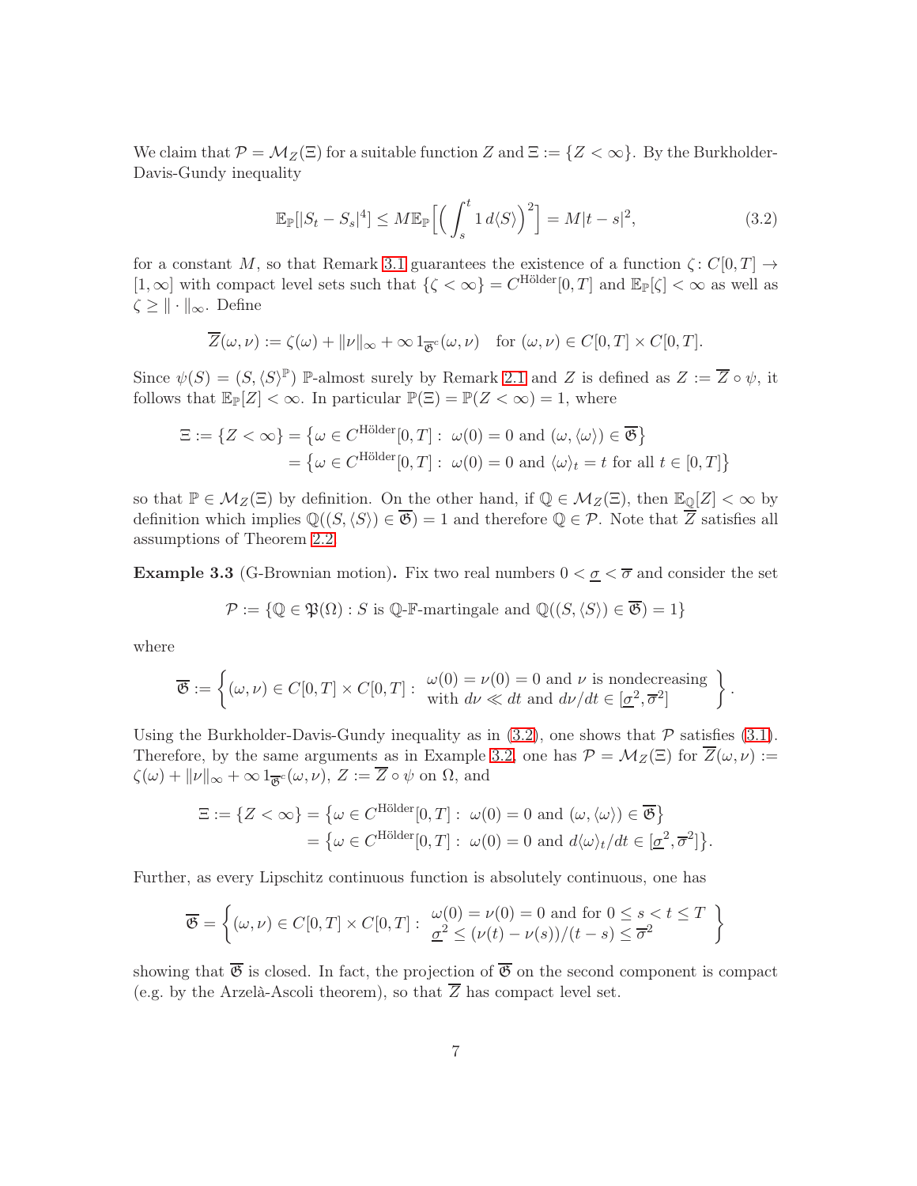We claim that $\mathcal{P} = \mathcal{M}_Z(\Xi)$ for a suitable function $Z$ and $\Xi := \{Z < \infty\}$. By the Burkholder-Davis-Gundy inequality

$$\mathbb{E}_{\mathbb{P}}[|S_t - S_s|^4] \leq M \mathbb{E}_{\mathbb{P}}\Big[\Big(\int_s^t 1\, d\langle S\rangle\Big)^2\Big] = M|t-s|^2, \tag{3.2}$$

for a constant $M$, so that Remark 3.1 guarantees the existence of a function $\zeta\colon C[0,T] \to [1,\infty]$ with compact level sets such that $\{\zeta < \infty\} = C^{\text{Hölder}}[0,T]$ and $\mathbb{E}_{\mathbb{P}}[\zeta] < \infty$ as well as $\zeta \geq \|\cdot\|_\infty$. Define

$$\overline{Z}(\omega,\nu) := \zeta(\omega) + \|\nu\|_\infty + \infty 1_{\overline{\mathfrak{G}}^c}(\omega,\nu) \quad \text{for } (\omega,\nu) \in C[0,T] \times C[0,T].$$

Since $\psi(S) = (S, \langle S\rangle^{\mathbb{P}})$ $\mathbb{P}$-almost surely by Remark 2.1 and $Z$ is defined as $Z := \overline{Z} \circ \psi$, it follows that $\mathbb{E}_{\mathbb{P}}[Z] < \infty$. In particular $\mathbb{P}(\Xi) = \mathbb{P}(Z < \infty) = 1$, where

$$\begin{aligned}
\Xi := \{Z < \infty\} &= \big\{\omega \in C^{\text{Hölder}}[0,T] :\ \omega(0) = 0 \text{ and } (\omega, \langle\omega\rangle) \in \overline{\mathfrak{G}}\big\} \\
&= \big\{\omega \in C^{\text{Hölder}}[0,T] :\ \omega(0) = 0 \text{ and } \langle\omega\rangle_t = t \text{ for all } t \in [0,T]\big\}
\end{aligned}$$

so that $\mathbb{P} \in \mathcal{M}_Z(\Xi)$ by definition. On the other hand, if $\mathbb{Q} \in \mathcal{M}_Z(\Xi)$, then $\mathbb{E}_{\mathbb{Q}}[Z] < \infty$ by definition which implies $\mathbb{Q}((S,\langle S\rangle) \in \overline{\mathfrak{G}}) = 1$ and therefore $\mathbb{Q} \in \mathcal{P}$. Note that $\overline{Z}$ satisfies all assumptions of Theorem 2.2.

**Example 3.3** (G-Brownian motion)**.** Fix two real numbers $0 < \underline{\sigma} < \overline{\sigma}$ and consider the set

$$\mathcal{P} := \{\mathbb{Q} \in \mathfrak{P}(\Omega) : S \text{ is } \mathbb{Q}\text{-}\mathbb{F}\text{-martingale and } \mathbb{Q}((S,\langle S\rangle) \in \overline{\mathfrak{G}}) = 1\}$$

where

$$\overline{\mathfrak{G}} := \left\{(\omega,\nu) \in C[0,T] \times C[0,T] :\ \begin{array}{l} \omega(0) = \nu(0) = 0 \text{ and } \nu \text{ is nondecreasing} \\ \text{with } d\nu \ll dt \text{ and } d\nu/dt \in [\underline{\sigma}^2, \overline{\sigma}^2] \end{array}\right\}.$$

Using the Burkholder-Davis-Gundy inequality as in (3.2), one shows that $\mathcal{P}$ satisfies (3.1). Therefore, by the same arguments as in Example 3.2, one has $\mathcal{P} = \mathcal{M}_Z(\Xi)$ for $\overline{Z}(\omega,\nu) := \zeta(\omega) + \|\nu\|_\infty + \infty 1_{\overline{\mathfrak{G}}^c}(\omega,\nu)$, $Z := \overline{Z} \circ \psi$ on $\Omega$, and

$$\begin{aligned}
\Xi := \{Z < \infty\} &= \big\{\omega \in C^{\text{Hölder}}[0,T] :\ \omega(0) = 0 \text{ and } (\omega, \langle\omega\rangle) \in \overline{\mathfrak{G}}\big\} \\
&= \big\{\omega \in C^{\text{Hölder}}[0,T] :\ \omega(0) = 0 \text{ and } d\langle\omega\rangle_t/dt \in [\underline{\sigma}^2, \overline{\sigma}^2]\big\}.
\end{aligned}$$

Further, as every Lipschitz continuous function is absolutely continuous, one has

$$\overline{\mathfrak{G}} = \left\{(\omega,\nu) \in C[0,T] \times C[0,T] :\ \begin{array}{l} \omega(0) = \nu(0) = 0 \text{ and for } 0 \leq s < t \leq T \\ \underline{\sigma}^2 \leq (\nu(t) - \nu(s))/(t-s) \leq \overline{\sigma}^2 \end{array}\right\}$$

showing that $\overline{\mathfrak{G}}$ is closed. In fact, the projection of $\overline{\mathfrak{G}}$ on the second component is compact (e.g. by the Arzelà-Ascoli theorem), so that $\overline{Z}$ has compact level set.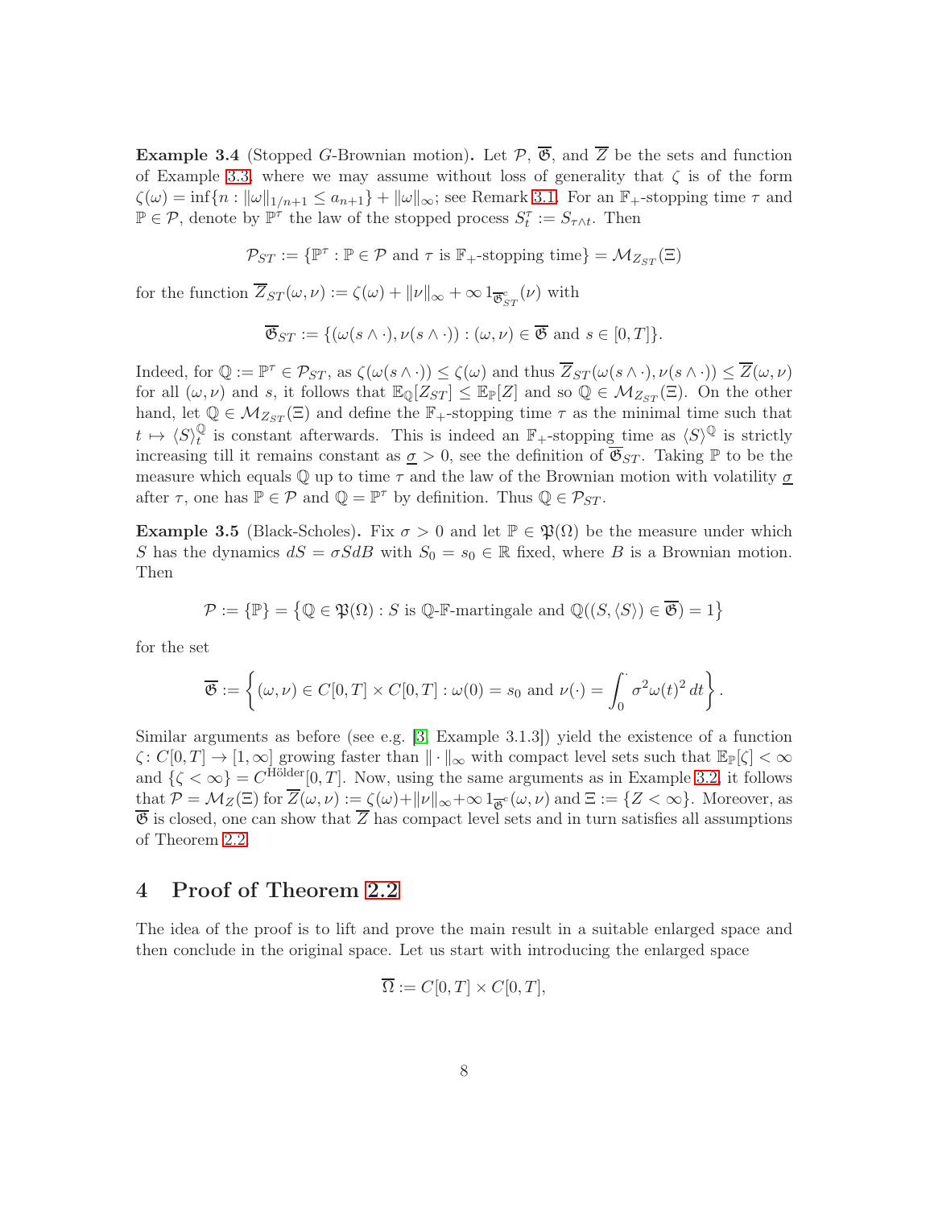**Example 3.4** (Stopped $G$-Brownian motion)**.** Let $\mathcal{P}$, $\overline{\mathfrak{G}}$, and $\overline{Z}$ be the sets and function of Example 3.3, where we may assume without loss of generality that $\zeta$ is of the form $\zeta(\omega) = \inf\{n : \|\omega\|_{1/n+1} \le a_{n+1}\} + \|\omega\|_\infty$; see Remark 3.1. For an $\mathbb{F}_+$-stopping time $\tau$ and $\mathbb{P} \in \mathcal{P}$, denote by $\mathbb{P}^\tau$ the law of the stopped process $S^\tau_t := S_{\tau\wedge t}$. Then

$$\mathcal{P}_{ST} := \{\mathbb{P}^\tau : \mathbb{P} \in \mathcal{P} \text{ and } \tau \text{ is } \mathbb{F}_+\text{-stopping time}\} = \mathcal{M}_{Z_{ST}}(\Xi)$$

for the function $\overline{Z}_{ST}(\omega,\nu) := \zeta(\omega) + \|\nu\|_\infty + \infty\, 1_{\overline{\mathfrak{G}}^c_{ST}}(\nu)$ with

$$\overline{\mathfrak{G}}_{ST} := \{(\omega(s\wedge\cdot), \nu(s\wedge\cdot)) : (\omega,\nu) \in \overline{\mathfrak{G}} \text{ and } s \in [0,T]\}.$$

Indeed, for $\mathbb{Q} := \mathbb{P}^\tau \in \mathcal{P}_{ST}$, as $\zeta(\omega(s\wedge\cdot)) \le \zeta(\omega)$ and thus $\overline{Z}_{ST}(\omega(s\wedge\cdot), \nu(s\wedge\cdot)) \le \overline{Z}(\omega,\nu)$ for all $(\omega,\nu)$ and $s$, it follows that $\mathbb{E}_{\mathbb{Q}}[Z_{ST}] \le \mathbb{E}_{\mathbb{P}}[Z]$ and so $\mathbb{Q} \in \mathcal{M}_{Z_{ST}}(\Xi)$. On the other hand, let $\mathbb{Q} \in \mathcal{M}_{Z_{ST}}(\Xi)$ and define the $\mathbb{F}_+$-stopping time $\tau$ as the minimal time such that $t \mapsto \langle S\rangle^{\mathbb{Q}}_t$ is constant afterwards. This is indeed an $\mathbb{F}_+$-stopping time as $\langle S\rangle^{\mathbb{Q}}$ is strictly increasing till it remains constant as $\underline{\sigma} > 0$, see the definition of $\overline{\mathfrak{G}}_{ST}$. Taking $\mathbb{P}$ to be the measure which equals $\mathbb{Q}$ up to time $\tau$ and the law of the Brownian motion with volatility $\underline{\sigma}$ after $\tau$, one has $\mathbb{P} \in \mathcal{P}$ and $\mathbb{Q} = \mathbb{P}^\tau$ by definition. Thus $\mathbb{Q} \in \mathcal{P}_{ST}$.

**Example 3.5** (Black-Scholes)**.** Fix $\sigma > 0$ and let $\mathbb{P} \in \mathfrak{P}(\Omega)$ be the measure under which $S$ has the dynamics $dS = \sigma S dB$ with $S_0 = s_0 \in \mathbb{R}$ fixed, where $B$ is a Brownian motion. Then

$$\mathcal{P} := \{\mathbb{P}\} = \big\{\mathbb{Q} \in \mathfrak{P}(\Omega) : S \text{ is } \mathbb{Q}\text{-}\mathbb{F}\text{-martingale and } \mathbb{Q}((S,\langle S\rangle) \in \overline{\mathfrak{G}}) = 1\big\}$$

for the set

$$\overline{\mathfrak{G}} := \left\{(\omega,\nu) \in C[0,T] \times C[0,T] : \omega(0) = s_0 \text{ and } \nu(\cdot) = \int_0^\cdot \sigma^2\omega(t)^2\,dt\right\}.$$

Similar arguments as before (see e.g. [3, Example 3.1.3]) yield the existence of a function $\zeta\colon C[0,T] \to [1,\infty]$ growing faster than $\|\cdot\|_\infty$ with compact level sets such that $\mathbb{E}_{\mathbb{P}}[\zeta] < \infty$ and $\{\zeta < \infty\} = C^{\text{Hölder}}[0,T]$. Now, using the same arguments as in Example 3.2, it follows that $\mathcal{P} = \mathcal{M}_Z(\Xi)$ for $\overline{Z}(\omega,\nu) := \zeta(\omega) + \|\nu\|_\infty + \infty\, 1_{\overline{\mathfrak{G}}^c}(\omega,\nu)$ and $\Xi := \{Z < \infty\}$. Moreover, as $\overline{\mathfrak{G}}$ is closed, one can show that $\overline{Z}$ has compact level sets and in turn satisfies all assumptions of Theorem 2.2.

## 4 Proof of Theorem 2.2

The idea of the proof is to lift and prove the main result in a suitable enlarged space and then conclude in the original space. Let us start with introducing the enlarged space

$$\overline{\Omega} := C[0,T] \times C[0,T],$$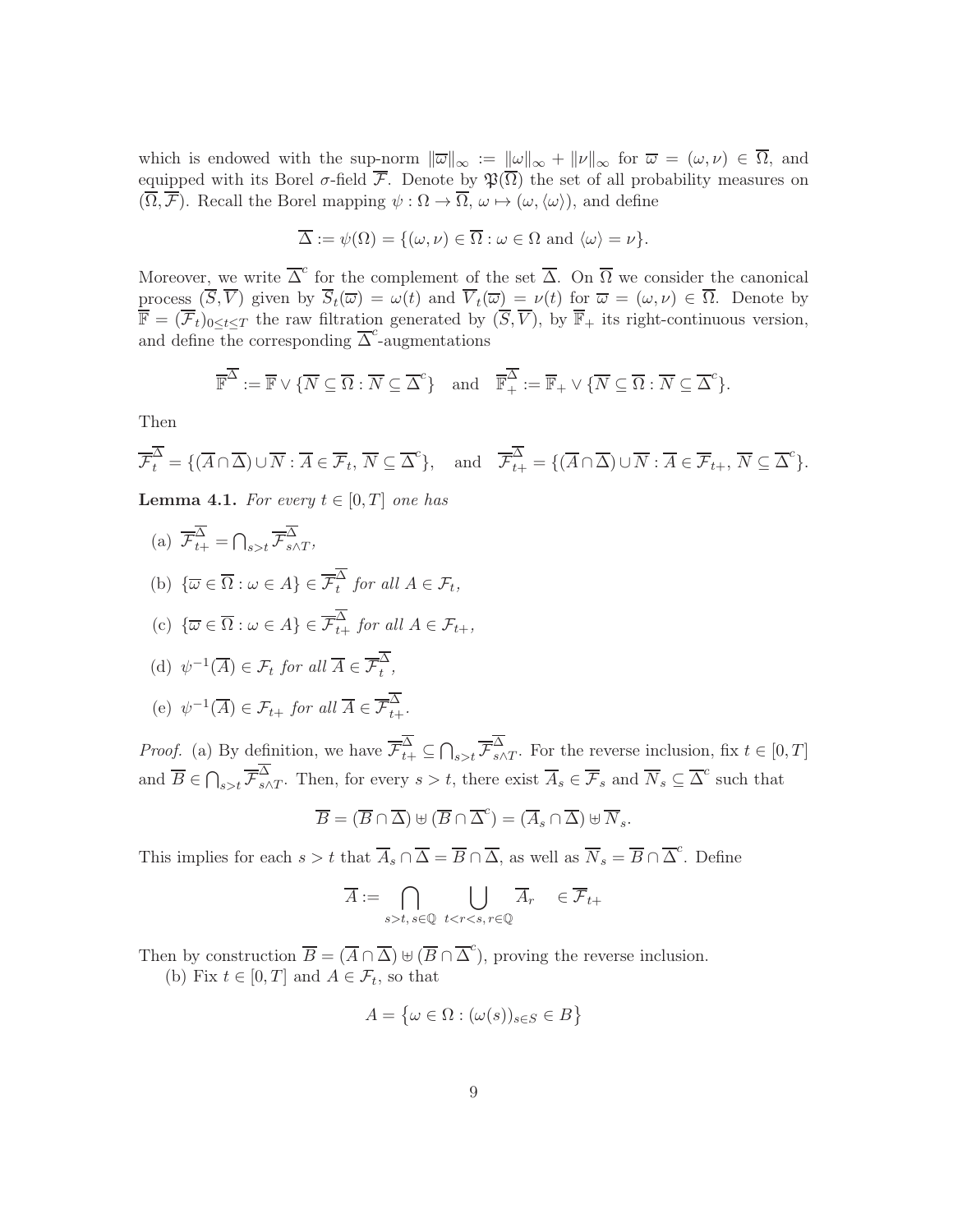which is endowed with the sup-norm $\|\overline{\omega}\|_\infty := \|\omega\|_\infty + \|\nu\|_\infty$ for $\overline{\omega} = (\omega, \nu) \in \overline{\Omega}$, and equipped with its Borel $\sigma$-field $\overline{\mathcal{F}}$. Denote by $\mathfrak{P}(\overline{\Omega})$ the set of all probability measures on $(\overline{\Omega}, \overline{\mathcal{F}})$. Recall the Borel mapping $\psi : \Omega \to \overline{\Omega}$, $\omega \mapsto (\omega, \langle\omega\rangle)$, and define

$$\overline{\Delta} := \psi(\Omega) = \{(\omega, \nu) \in \overline{\Omega} : \omega \in \Omega \text{ and } \langle\omega\rangle = \nu\}.$$

Moreover, we write $\overline{\Delta}^c$ for the complement of the set $\overline{\Delta}$. On $\overline{\Omega}$ we consider the canonical process $(\overline{S}, \overline{V})$ given by $\overline{S}_t(\overline{\omega}) = \omega(t)$ and $\overline{V}_t(\overline{\omega}) = \nu(t)$ for $\overline{\omega} = (\omega, \nu) \in \overline{\Omega}$. Denote by $\overline{\mathbb{F}} = (\overline{\mathcal{F}}_t)_{0 \le t \le T}$ the raw filtration generated by $(\overline{S}, \overline{V})$, by $\overline{\mathbb{F}}_+$ its right-continuous version, and define the corresponding $\overline{\Delta}^c$-augmentations

$$\overline{\mathbb{F}}^{\overline{\Delta}} := \overline{\mathbb{F}} \vee \{\overline{N} \subseteq \overline{\Omega} : \overline{N} \subseteq \overline{\Delta}^c\} \quad \text{and} \quad \overline{\mathbb{F}}^{\overline{\Delta}}_+ := \overline{\mathbb{F}}_+ \vee \{\overline{N} \subseteq \overline{\Omega} : \overline{N} \subseteq \overline{\Delta}^c\}.$$

Then

$$\overline{\mathcal{F}}^{\overline{\Delta}}_t = \{(\overline{A} \cap \overline{\Delta}) \cup \overline{N} : \overline{A} \in \overline{\mathcal{F}}_t,\, \overline{N} \subseteq \overline{\Delta}^c\}, \quad \text{and} \quad \overline{\mathcal{F}}^{\overline{\Delta}}_{t+} = \{(\overline{A} \cap \overline{\Delta}) \cup \overline{N} : \overline{A} \in \overline{\mathcal{F}}_{t+},\, \overline{N} \subseteq \overline{\Delta}^c\}.$$

**Lemma 4.1.** *For every $t \in [0, T]$ one has*

(a) $\overline{\mathcal{F}}^{\overline{\Delta}}_{t+} = \bigcap_{s>t} \overline{\mathcal{F}}^{\overline{\Delta}}_{s \wedge T}$,

(b) $\{\overline{\omega} \in \overline{\Omega} : \omega \in A\} \in \overline{\mathcal{F}}^{\overline{\Delta}}_t$ *for all* $A \in \mathcal{F}_t$,

(c) $\{\overline{\omega} \in \overline{\Omega} : \omega \in A\} \in \overline{\mathcal{F}}^{\overline{\Delta}}_{t+}$ *for all* $A \in \mathcal{F}_{t+}$,

(d) $\psi^{-1}(\overline{A}) \in \mathcal{F}_t$ *for all* $\overline{A} \in \overline{\mathcal{F}}^{\overline{\Delta}}_t$,

(e) $\psi^{-1}(\overline{A}) \in \mathcal{F}_{t+}$ *for all* $\overline{A} \in \overline{\mathcal{F}}^{\overline{\Delta}}_{t+}$.

*Proof.* (a) By definition, we have $\overline{\mathcal{F}}^{\overline{\Delta}}_{t+} \subseteq \bigcap_{s>t} \overline{\mathcal{F}}^{\overline{\Delta}}_{s \wedge T}$. For the reverse inclusion, fix $t \in [0, T]$ and $\overline{B} \in \bigcap_{s>t} \overline{\mathcal{F}}^{\overline{\Delta}}_{s \wedge T}$. Then, for every $s > t$, there exist $\overline{A}_s \in \overline{\mathcal{F}}_s$ and $\overline{N}_s \subseteq \overline{\Delta}^c$ such that

$$\overline{B} = (\overline{B} \cap \overline{\Delta}) \uplus (\overline{B} \cap \overline{\Delta}^c) = (\overline{A}_s \cap \overline{\Delta}) \uplus \overline{N}_s.$$

This implies for each $s > t$ that $\overline{A}_s \cap \overline{\Delta} = \overline{B} \cap \overline{\Delta}$, as well as $\overline{N}_s = \overline{B} \cap \overline{\Delta}^c$. Define

$$\overline{A} := \bigcap_{s>t,\, s \in \mathbb{Q}} \; \bigcup_{t<r<s,\, r \in \mathbb{Q}} \overline{A}_r \quad \in \overline{\mathcal{F}}_{t+}$$

Then by construction $\overline{B} = (\overline{A} \cap \overline{\Delta}) \uplus (\overline{B} \cap \overline{\Delta}^c)$, proving the reverse inclusion.

(b) Fix $t \in [0, T]$ and $A \in \mathcal{F}_t$, so that

$$A = \{\omega \in \Omega : (\omega(s))_{s \in S} \in B\}$$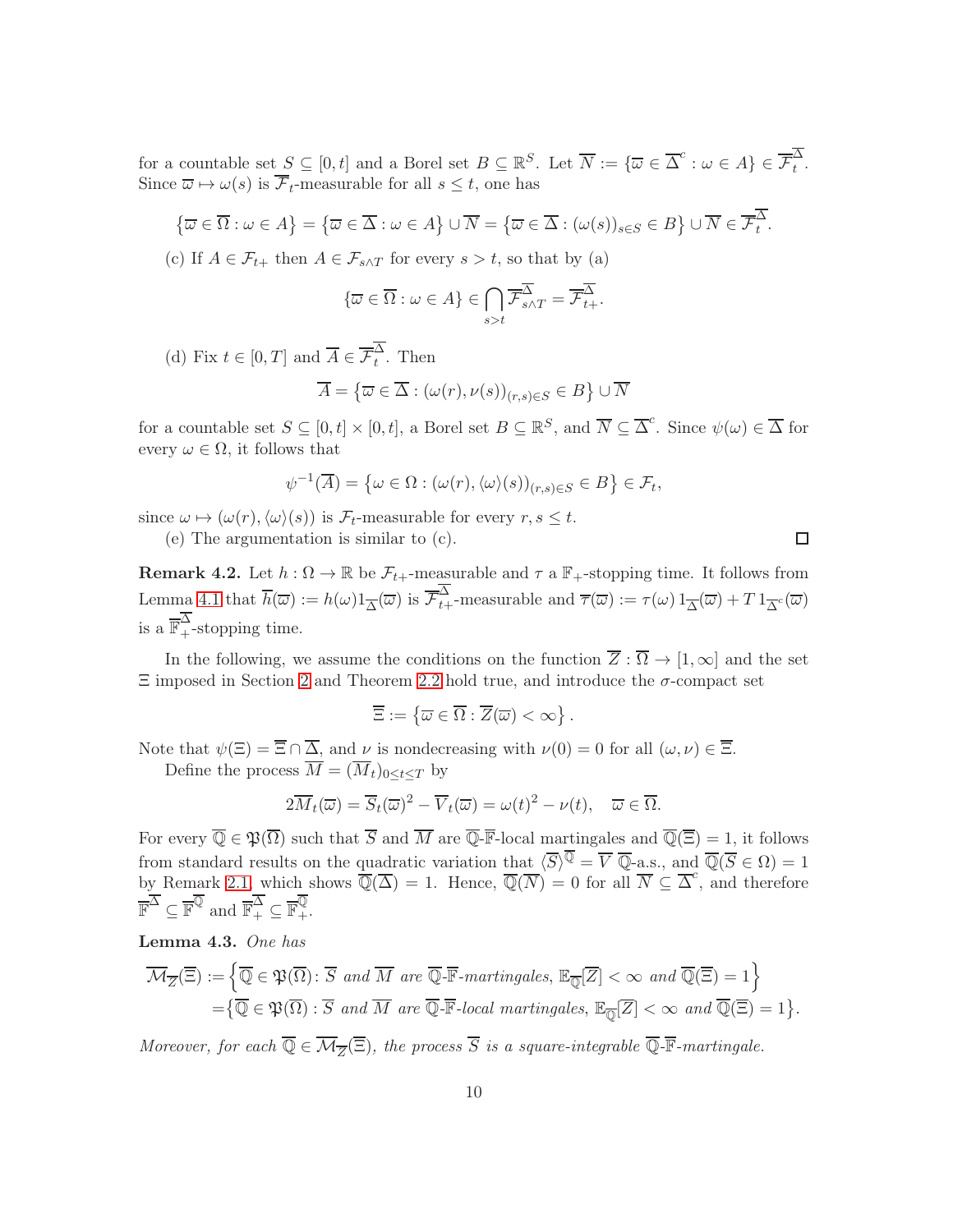for a countable set $S \subseteq [0,t]$ and a Borel set $B \subseteq \mathbb{R}^S$. Let $\overline{N} := \{\overline{\omega} \in \overline{\Delta}^c : \omega \in A\} \in \overline{\mathcal{F}}_t^{\overline{\Delta}}$. Since $\overline{\omega} \mapsto \omega(s)$ is $\overline{\mathcal{F}}_t$-measurable for all $s \le t$, one has

$$\left\{\overline{\omega} \in \overline{\Omega} : \omega \in A\right\} = \left\{\overline{\omega} \in \overline{\Delta} : \omega \in A\right\} \cup \overline{N} = \left\{\overline{\omega} \in \overline{\Delta} : (\omega(s))_{s \in S} \in B\right\} \cup \overline{N} \in \overline{\mathcal{F}}_t^{\overline{\Delta}}.$$

(c) If $A \in \mathcal{F}_{t+}$ then $A \in \mathcal{F}_{s \wedge T}$ for every $s > t$, so that by (a)

$$\{\overline{\omega} \in \overline{\Omega} : \omega \in A\} \in \bigcap_{s > t} \overline{\mathcal{F}}_{s \wedge T}^{\overline{\Delta}} = \overline{\mathcal{F}}_{t+}^{\overline{\Delta}}.$$

(d) Fix $t \in [0,T]$ and $\overline{A} \in \overline{\mathcal{F}}_t^{\overline{\Delta}}$. Then

$$\overline{A} = \left\{\overline{\omega} \in \overline{\Delta} : (\omega(r), \nu(s))_{(r,s) \in S} \in B\right\} \cup \overline{N}$$

for a countable set $S \subseteq [0,t] \times [0,t]$, a Borel set $B \subseteq \mathbb{R}^S$, and $\overline{N} \subseteq \overline{\Delta}^c$. Since $\psi(\omega) \in \overline{\Delta}$ for every $\omega \in \Omega$, it follows that

$$\psi^{-1}(\overline{A}) = \left\{\omega \in \Omega : (\omega(r), \langle\omega\rangle(s))_{(r,s) \in S} \in B\right\} \in \mathcal{F}_t,$$

since $\omega \mapsto (\omega(r), \langle\omega\rangle(s))$ is $\mathcal{F}_t$-measurable for every $r, s \le t$.

(e) The argumentation is similar to (c). $\square$

**Remark 4.2.** Let $h : \Omega \to \mathbb{R}$ be $\mathcal{F}_{t+}$-measurable and $\tau$ a $\mathbb{F}_+$-stopping time. It follows from Lemma 4.1 that $\overline{h}(\overline{\omega}) := h(\omega) 1_{\overline{\Delta}}(\overline{\omega})$ is $\overline{\mathcal{F}}_{t+}^{\overline{\Delta}}$-measurable and $\overline{\tau}(\overline{\omega}) := \tau(\omega)\, 1_{\overline{\Delta}}(\overline{\omega}) + T\, 1_{\overline{\Delta}^c}(\overline{\omega})$ is a $\overline{\mathbb{F}}_+^{\overline{\Delta}}$-stopping time.

In the following, we assume the conditions on the function $\overline{Z} : \overline{\Omega} \to [1,\infty]$ and the set $\Xi$ imposed in Section 2 and Theorem 2.2 hold true, and introduce the $\sigma$-compact set

$$\overline{\Xi} := \left\{\overline{\omega} \in \overline{\Omega} : \overline{Z}(\overline{\omega}) < \infty\right\}.$$

Note that $\psi(\Xi) = \overline{\Xi} \cap \overline{\Delta}$, and $\nu$ is nondecreasing with $\nu(0) = 0$ for all $(\omega, \nu) \in \overline{\Xi}$.

Define the process $\overline{M} = (\overline{M}_t)_{0 \le t \le T}$ by

$$2\overline{M}_t(\overline{\omega}) = \overline{S}_t(\overline{\omega})^2 - \overline{V}_t(\overline{\omega}) = \omega(t)^2 - \nu(t), \quad \overline{\omega} \in \overline{\Omega}.$$

For every $\overline{\mathbb{Q}} \in \mathfrak{P}(\overline{\Omega})$ such that $\overline{S}$ and $\overline{M}$ are $\overline{\mathbb{Q}}$-$\overline{\mathbb{F}}$-local martingales and $\overline{\mathbb{Q}}(\overline{\Xi}) = 1$, it follows from standard results on the quadratic variation that $\langle \overline{S}\rangle^{\overline{\mathbb{Q}}} = \overline{V}$ $\overline{\mathbb{Q}}$-a.s., and $\overline{\mathbb{Q}}(\overline{S} \in \Omega) = 1$ by Remark 2.1, which shows $\overline{\mathbb{Q}}(\overline{\Delta}) = 1$. Hence, $\overline{\mathbb{Q}}(\overline{N}) = 0$ for all $\overline{N} \subseteq \overline{\Delta}^c$, and therefore $\overline{\mathbb{F}}^{\overline{\Delta}} \subseteq \overline{\mathbb{F}}^{\overline{\mathbb{Q}}}$ and $\overline{\mathbb{F}}_+^{\overline{\Delta}} \subseteq \overline{\mathbb{F}}_+^{\overline{\mathbb{Q}}}$.

**Lemma 4.3.** *One has*

$$\begin{aligned}
\overline{\mathcal{M}}_{\overline{Z}}(\overline{\Xi}) :=& \left\{\overline{\mathbb{Q}} \in \mathfrak{P}(\overline{\Omega}) \colon \overline{S} \text{ and } \overline{M} \text{ are } \overline{\mathbb{Q}}\text{-}\overline{\mathbb{F}}\text{-martingales}, \mathbb{E}_{\overline{\mathbb{Q}}}[\overline{Z}] < \infty \text{ and } \overline{\mathbb{Q}}(\overline{\Xi}) = 1\right\} \\
=& \left\{\overline{\mathbb{Q}} \in \mathfrak{P}(\overline{\Omega}) : \overline{S} \text{ and } \overline{M} \text{ are } \overline{\mathbb{Q}}\text{-}\overline{\mathbb{F}}\text{-local martingales}, \mathbb{E}_{\overline{\mathbb{Q}}}[\overline{Z}] < \infty \text{ and } \overline{\mathbb{Q}}(\overline{\Xi}) = 1\right\}.
\end{aligned}$$

*Moreover, for each $\overline{\mathbb{Q}} \in \overline{\mathcal{M}}_{\overline{Z}}(\overline{\Xi})$, the process $\overline{S}$ is a square-integrable $\overline{\mathbb{Q}}$-$\overline{\mathbb{F}}$-martingale.*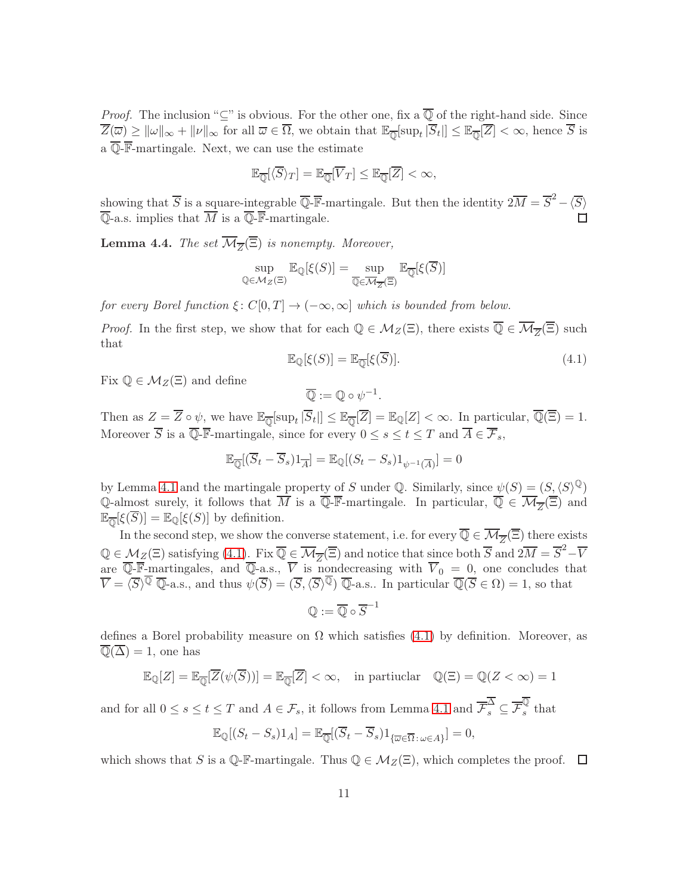*Proof.* The inclusion "$\subseteq$" is obvious. For the other one, fix a $\overline{\mathbb{Q}}$ of the right-hand side. Since $\overline{Z}(\overline{\omega}) \geq \|\omega\|_\infty + \|\nu\|_\infty$ for all $\overline{\omega} \in \overline{\Omega}$, we obtain that $\mathbb{E}_{\overline{\mathbb{Q}}}[\sup_t |\overline{S}_t|] \leq \mathbb{E}_{\overline{\mathbb{Q}}}[\overline{Z}] < \infty$, hence $\overline{S}$ is a $\overline{\mathbb{Q}}$-$\overline{\mathbb{F}}$-martingale. Next, we can use the estimate

$$\mathbb{E}_{\overline{\mathbb{Q}}}[\langle \overline{S} \rangle_T] = \mathbb{E}_{\overline{\mathbb{Q}}}[\overline{V}_T] \leq \mathbb{E}_{\overline{\mathbb{Q}}}[\overline{Z}] < \infty,$$

showing that $\overline{S}$ is a square-integrable $\overline{\mathbb{Q}}$-$\overline{\mathbb{F}}$-martingale. But then the identity $2\overline{M} = \overline{S}^2 - \langle \overline{S} \rangle$ $\overline{\mathbb{Q}}$-a.s. implies that $\overline{M}$ is a $\overline{\mathbb{Q}}$-$\overline{\mathbb{F}}$-martingale. $\square$

**Lemma 4.4.** *The set $\overline{\mathcal{M}}_{\overline{Z}}(\overline{\Xi})$ is nonempty. Moreover,*

$$\sup_{\mathbb{Q} \in \mathcal{M}_Z(\Xi)} \mathbb{E}_{\mathbb{Q}}[\xi(S)] = \sup_{\overline{\mathbb{Q}} \in \overline{\mathcal{M}}_{\overline{Z}}(\overline{\Xi})} \mathbb{E}_{\overline{\mathbb{Q}}}[\xi(\overline{S})]$$

*for every Borel function $\xi \colon C[0,T] \to (-\infty, \infty]$ which is bounded from below.*

*Proof.* In the first step, we show that for each $\mathbb{Q} \in \mathcal{M}_Z(\Xi)$, there exists $\overline{\mathbb{Q}} \in \overline{\mathcal{M}}_{\overline{Z}}(\overline{\Xi})$ such that

$$\mathbb{E}_{\mathbb{Q}}[\xi(S)] = \mathbb{E}_{\overline{\mathbb{Q}}}[\xi(\overline{S})]. \tag{4.1}$$

Fix $\mathbb{Q} \in \mathcal{M}_Z(\Xi)$ and define

$$\overline{\mathbb{Q}} := \mathbb{Q} \circ \psi^{-1}.$$

Then as $Z = \overline{Z} \circ \psi$, we have $\mathbb{E}_{\overline{\mathbb{Q}}}[\sup_t |\overline{S}_t|] \leq \mathbb{E}_{\overline{\mathbb{Q}}}[\overline{Z}] = \mathbb{E}_{\mathbb{Q}}[Z] < \infty$. In particular, $\overline{\mathbb{Q}}(\overline{\Xi}) = 1$. Moreover $\overline{S}$ is a $\overline{\mathbb{Q}}$-$\overline{\mathbb{F}}$-martingale, since for every $0 \leq s \leq t \leq T$ and $\overline{A} \in \overline{\mathcal{F}}_s$,

$$\mathbb{E}_{\overline{\mathbb{Q}}}[(\overline{S}_t - \overline{S}_s) 1_{\overline{A}}] = \mathbb{E}_{\mathbb{Q}}[(S_t - S_s) 1_{\psi^{-1}(\overline{A})}] = 0$$

by Lemma 4.1 and the martingale property of $S$ under $\mathbb{Q}$. Similarly, since $\psi(S) = (S, \langle S \rangle^{\mathbb{Q}})$ $\mathbb{Q}$-almost surely, it follows that $\overline{M}$ is a $\overline{\mathbb{Q}}$-$\overline{\mathbb{F}}$-martingale. In particular, $\overline{\mathbb{Q}} \in \overline{\mathcal{M}}_{\overline{Z}}(\overline{\Xi})$ and $\mathbb{E}_{\overline{\mathbb{Q}}}[\xi(\overline{S})] = \mathbb{E}_{\mathbb{Q}}[\xi(S)]$ by definition.

In the second step, we show the converse statement, i.e. for every $\overline{\mathbb{Q}} \in \overline{\mathcal{M}}_{\overline{Z}}(\overline{\Xi})$ there exists $\mathbb{Q} \in \mathcal{M}_Z(\Xi)$ satisfying (4.1). Fix $\overline{\mathbb{Q}} \in \overline{\mathcal{M}}_{\overline{Z}}(\overline{\Xi})$ and notice that since both $\overline{S}$ and $2\overline{M} = \overline{S}^2 - \overline{V}$ are $\overline{\mathbb{Q}}$-$\overline{\mathbb{F}}$-martingales, and $\overline{\mathbb{Q}}$-a.s., $\overline{V}$ is nondecreasing with $\overline{V}_0 = 0$, one concludes that $\overline{V} = \langle \overline{S} \rangle^{\overline{\mathbb{Q}}}$ $\overline{\mathbb{Q}}$-a.s., and thus $\psi(\overline{S}) = (\overline{S}, \langle \overline{S} \rangle^{\overline{\mathbb{Q}}})$ $\overline{\mathbb{Q}}$-a.s.. In particular $\overline{\mathbb{Q}}(\overline{S} \in \Omega) = 1$, so that

$$\mathbb{Q} := \overline{\mathbb{Q}} \circ \overline{S}^{-1}$$

defines a Borel probability measure on $\Omega$ which satisfies (4.1) by definition. Moreover, as $\overline{\mathbb{Q}}(\overline{\Delta}) = 1$, one has

$$\mathbb{E}_{\mathbb{Q}}[Z] = \mathbb{E}_{\overline{\mathbb{Q}}}[\overline{Z}(\psi(\overline{S}))] = \mathbb{E}_{\overline{\mathbb{Q}}}[\overline{Z}] < \infty, \quad \text{in partiuclar} \quad \mathbb{Q}(\Xi) = \mathbb{Q}(Z < \infty) = 1$$

and for all $0 \leq s \leq t \leq T$ and $A \in \mathcal{F}_s$, it follows from Lemma 4.1 and $\overline{\mathcal{F}}_s^{\overline{\Delta}} \subseteq \overline{\mathcal{F}}_s^{\overline{\mathbb{Q}}}$ that

$$\mathbb{E}_{\mathbb{Q}}[(S_t - S_s) 1_A] = \mathbb{E}_{\overline{\mathbb{Q}}}[(\overline{S}_t - \overline{S}_s) 1_{\{\overline{\omega} \in \overline{\Omega} \colon \omega \in A\}}] = 0,$$

which shows that $S$ is a $\mathbb{Q}$-$\mathbb{F}$-martingale. Thus $\mathbb{Q} \in \mathcal{M}_Z(\Xi)$, which completes the proof. $\square$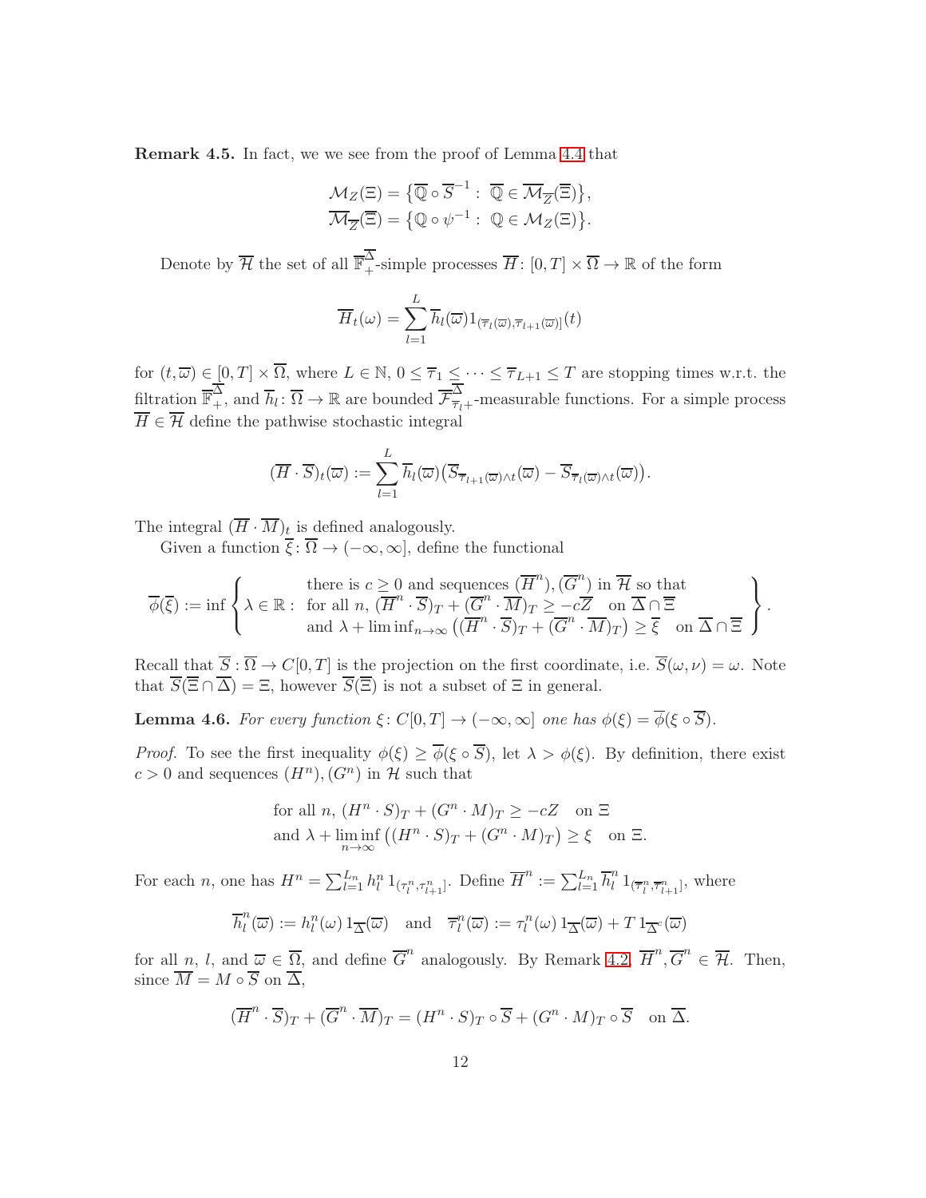**Remark 4.5.** In fact, we we see from the proof of Lemma 4.4 that

$$\mathcal{M}_Z(\Xi) = \{\overline{\mathbb{Q}} \circ \overline{S}^{-1} : \ \overline{\mathbb{Q}} \in \overline{\mathcal{M}}_{\overline{Z}}(\overline{\Xi})\},$$
$$\overline{\mathcal{M}}_{\overline{Z}}(\overline{\Xi}) = \{\mathbb{Q} \circ \psi^{-1} : \ \mathbb{Q} \in \mathcal{M}_Z(\Xi)\}.$$

Denote by $\overline{\mathcal{H}}$ the set of all $\overline{\mathbb{F}}^{\overline{\Delta}}_+$-simple processes $\overline{H} \colon [0,T] \times \overline{\Omega} \to \mathbb{R}$ of the form

$$\overline{H}_t(\omega) = \sum_{l=1}^{L} \overline{h}_l(\overline{\omega}) 1_{(\overline{\tau}_l(\overline{\omega}), \overline{\tau}_{l+1}(\overline{\omega})]}(t)$$

for $(t, \overline{\omega}) \in [0,T] \times \overline{\Omega}$, where $L \in \mathbb{N}$, $0 \le \overline{\tau}_1 \le \cdots \le \overline{\tau}_{L+1} \le T$ are stopping times w.r.t. the filtration $\overline{\mathbb{F}}^{\overline{\Delta}}_+$, and $\overline{h}_l \colon \overline{\Omega} \to \mathbb{R}$ are bounded $\overline{\mathcal{F}}^{\overline{\Delta}}_{\overline{\tau}_l +}$-measurable functions. For a simple process $\overline{H} \in \overline{\mathcal{H}}$ define the pathwise stochastic integral

$$(\overline{H} \cdot \overline{S})_t(\overline{\omega}) := \sum_{l=1}^{L} \overline{h}_l(\overline{\omega}) \big( \overline{S}_{\overline{\tau}_{l+1}(\overline{\omega}) \wedge t}(\overline{\omega}) - \overline{S}_{\overline{\tau}_l(\overline{\omega}) \wedge t}(\overline{\omega}) \big).$$

The integral $(\overline{H} \cdot \overline{M})_t$ is defined analogously.

Given a function $\overline{\xi} \colon \overline{\Omega} \to (-\infty, \infty]$, define the functional

$$\overline{\phi}(\overline{\xi}) := \inf \left\{ \lambda \in \mathbb{R} : \begin{array}{c} \text{there is } c \ge 0 \text{ and sequences } (\overline{H}^n), (\overline{G}^n) \text{ in } \overline{\mathcal{H}} \text{ so that} \\ \text{for all } n, \, (\overline{H}^n \cdot \overline{S})_T + (\overline{G}^n \cdot \overline{M})_T \ge -c\overline{Z} \quad \text{on } \overline{\Delta} \cap \overline{\Xi} \\ \text{and } \lambda + \liminf_{n \to \infty} \big( (\overline{H}^n \cdot \overline{S})_T + (\overline{G}^n \cdot \overline{M})_T \big) \ge \overline{\xi} \quad \text{on } \overline{\Delta} \cap \overline{\Xi} \end{array} \right\}.$$

Recall that $\overline{S} : \overline{\Omega} \to C[0,T]$ is the projection on the first coordinate, i.e. $\overline{S}(\omega, \nu) = \omega$. Note that $\overline{S}(\overline{\Xi} \cap \overline{\Delta}) = \Xi$, however $\overline{S}(\overline{\Xi})$ is not a subset of $\Xi$ in general.

**Lemma 4.6.** *For every function $\xi \colon C[0,T] \to (-\infty, \infty]$ one has $\phi(\xi) = \overline{\phi}(\xi \circ \overline{S})$.*

*Proof.* To see the first inequality $\phi(\xi) \ge \overline{\phi}(\xi \circ \overline{S})$, let $\lambda > \phi(\xi)$. By definition, there exist $c > 0$ and sequences $(H^n), (G^n)$ in $\mathcal{H}$ such that

$$\begin{aligned} &\text{for all } n, \, (H^n \cdot S)_T + (G^n \cdot M)_T \ge -cZ \quad \text{on } \Xi \\ &\text{and } \lambda + \liminf_{n \to \infty} \big( (H^n \cdot S)_T + (G^n \cdot M)_T \big) \ge \xi \quad \text{on } \Xi. \end{aligned}$$

For each $n$, one has $H^n = \sum_{l=1}^{L_n} h^n_l \, 1_{(\tau^n_l, \tau^n_{l+1}]}$. Define $\overline{H}^n := \sum_{l=1}^{L_n} \overline{h}^n_l \, 1_{(\overline{\tau}^n_l, \overline{\tau}^n_{l+1}]}$, where

$$\overline{h}^n_l(\overline{\omega}) := h^n_l(\omega) \, 1_{\overline{\Delta}}(\overline{\omega}) \quad \text{and} \quad \overline{\tau}^n_l(\overline{\omega}) := \tau^n_l(\omega) \, 1_{\overline{\Delta}}(\overline{\omega}) + T \, 1_{\overline{\Delta}^c}(\overline{\omega})$$

for all $n$, $l$, and $\overline{\omega} \in \overline{\Omega}$, and define $\overline{G}^n$ analogously. By Remark 4.2, $\overline{H}^n, \overline{G}^n \in \overline{\mathcal{H}}$. Then, since $\overline{M} = M \circ \overline{S}$ on $\overline{\Delta}$,

$$(\overline{H}^n \cdot \overline{S})_T + (\overline{G}^n \cdot \overline{M})_T = (H^n \cdot S)_T \circ \overline{S} + (G^n \cdot M)_T \circ \overline{S} \quad \text{on } \overline{\Delta}.$$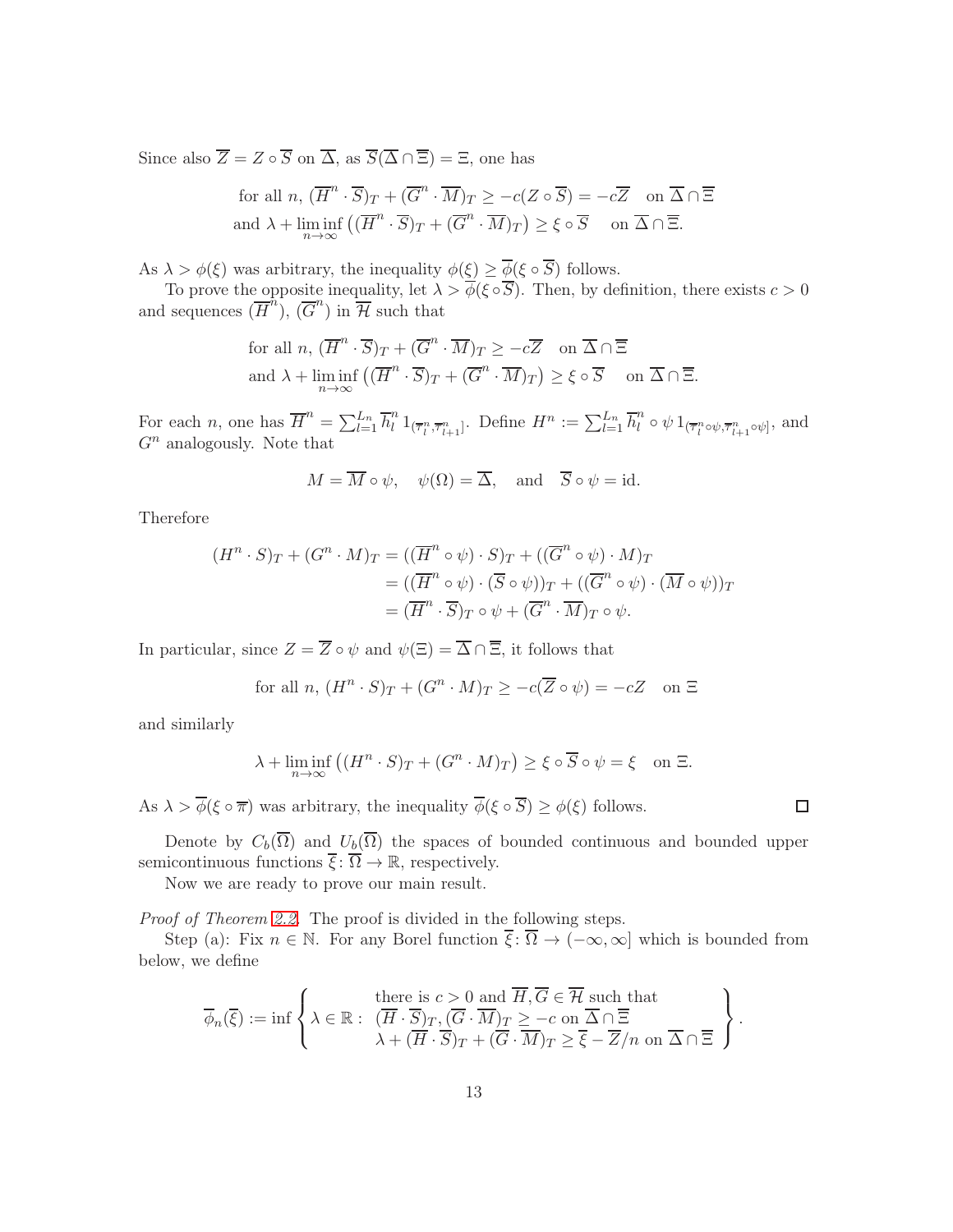Since also $\overline{Z} = Z \circ \overline{S}$ on $\overline{\Delta}$, as $\overline{S}(\overline{\Delta} \cap \overline{\Xi}) = \Xi$, one has

$$
\begin{aligned}
&\text{for all } n,\ (\overline{H}^n \cdot \overline{S})_T + (\overline{G}^n \cdot \overline{M})_T \geq -c(Z \circ \overline{S}) = -c\overline{Z} \quad \text{on } \overline{\Delta} \cap \overline{\Xi} \\
&\text{and } \lambda + \liminf_{n\to\infty} \big((\overline{H}^n \cdot \overline{S})_T + (\overline{G}^n \cdot \overline{M})_T\big) \geq \xi \circ \overline{S} \quad \text{on } \overline{\Delta} \cap \overline{\Xi}.
\end{aligned}
$$

As $\lambda > \phi(\xi)$ was arbitrary, the inequality $\phi(\xi) \geq \overline{\phi}(\xi \circ \overline{S})$ follows.

To prove the opposite inequality, let $\lambda > \overline{\phi}(\xi \circ \overline{S})$. Then, by definition, there exists $c > 0$ and sequences $(\overline{H}^n)$, $(\overline{G}^n)$ in $\overline{\mathcal{H}}$ such that

$$
\begin{aligned}
&\text{for all } n,\ (\overline{H}^n \cdot \overline{S})_T + (\overline{G}^n \cdot \overline{M})_T \geq -c\overline{Z} \quad \text{on } \overline{\Delta} \cap \overline{\Xi} \\
&\text{and } \lambda + \liminf_{n\to\infty} \big((\overline{H}^n \cdot \overline{S})_T + (\overline{G}^n \cdot \overline{M})_T\big) \geq \xi \circ \overline{S} \quad \text{on } \overline{\Delta} \cap \overline{\Xi}.
\end{aligned}
$$

For each $n$, one has $\overline{H}^n = \sum_{l=1}^{L_n} \overline{h}_l^n \, 1_{(\overline{\tau}_l^n, \overline{\tau}_{l+1}^n]}$. Define $H^n := \sum_{l=1}^{L_n} \overline{h}_l^n \circ \psi \, 1_{(\overline{\tau}_l^n \circ \psi, \overline{\tau}_{l+1}^n \circ \psi]}$, and $G^n$ analogously. Note that

$$
M = \overline{M} \circ \psi, \quad \psi(\Omega) = \overline{\Delta}, \quad \text{and} \quad \overline{S} \circ \psi = \mathrm{id}.
$$

Therefore

$$
\begin{aligned}
(H^n \cdot S)_T + (G^n \cdot M)_T &= ((\overline{H}^n \circ \psi) \cdot S)_T + ((\overline{G}^n \circ \psi) \cdot M)_T \\
&= ((\overline{H}^n \circ \psi) \cdot (\overline{S} \circ \psi))_T + ((\overline{G}^n \circ \psi) \cdot (\overline{M} \circ \psi))_T \\
&= (\overline{H}^n \cdot \overline{S})_T \circ \psi + (\overline{G}^n \cdot \overline{M})_T \circ \psi.
\end{aligned}
$$

In particular, since $Z = \overline{Z} \circ \psi$ and $\psi(\Xi) = \overline{\Delta} \cap \overline{\Xi}$, it follows that

$$
\text{for all } n,\ (H^n \cdot S)_T + (G^n \cdot M)_T \geq -c(\overline{Z} \circ \psi) = -cZ \quad \text{on } \Xi
$$

and similarly

$$
\lambda + \liminf_{n\to\infty} \big((H^n \cdot S)_T + (G^n \cdot M)_T\big) \geq \xi \circ \overline{S} \circ \psi = \xi \quad \text{on } \Xi.
$$

As $\lambda > \overline{\phi}(\xi \circ \overline{\pi})$ was arbitrary, the inequality $\overline{\phi}(\xi \circ \overline{S}) \geq \phi(\xi)$ follows. □

Denote by $C_b(\overline{\Omega})$ and $U_b(\overline{\Omega})$ the spaces of bounded continuous and bounded upper semicontinuous functions $\overline{\xi} \colon \overline{\Omega} \to \mathbb{R}$, respectively.

Now we are ready to prove our main result.

*Proof of Theorem 2.2.* The proof is divided in the following steps.

Step (a): Fix $n \in \mathbb{N}$. For any Borel function $\overline{\xi} \colon \overline{\Omega} \to (-\infty, \infty]$ which is bounded from below, we define

$$
\overline{\phi}_n(\overline{\xi}) := \inf \left\{ \lambda \in \mathbb{R} : \begin{array}{c} \text{there is } c > 0 \text{ and } \overline{H}, \overline{G} \in \overline{\mathcal{H}} \text{ such that} \\ (\overline{H} \cdot \overline{S})_T, (\overline{G} \cdot \overline{M})_T \geq -c \text{ on } \overline{\Delta} \cap \overline{\Xi} \\ \lambda + (\overline{H} \cdot \overline{S})_T + (\overline{G} \cdot \overline{M})_T \geq \overline{\xi} - \overline{Z}/n \text{ on } \overline{\Delta} \cap \overline{\Xi} \end{array} \right\}.
$$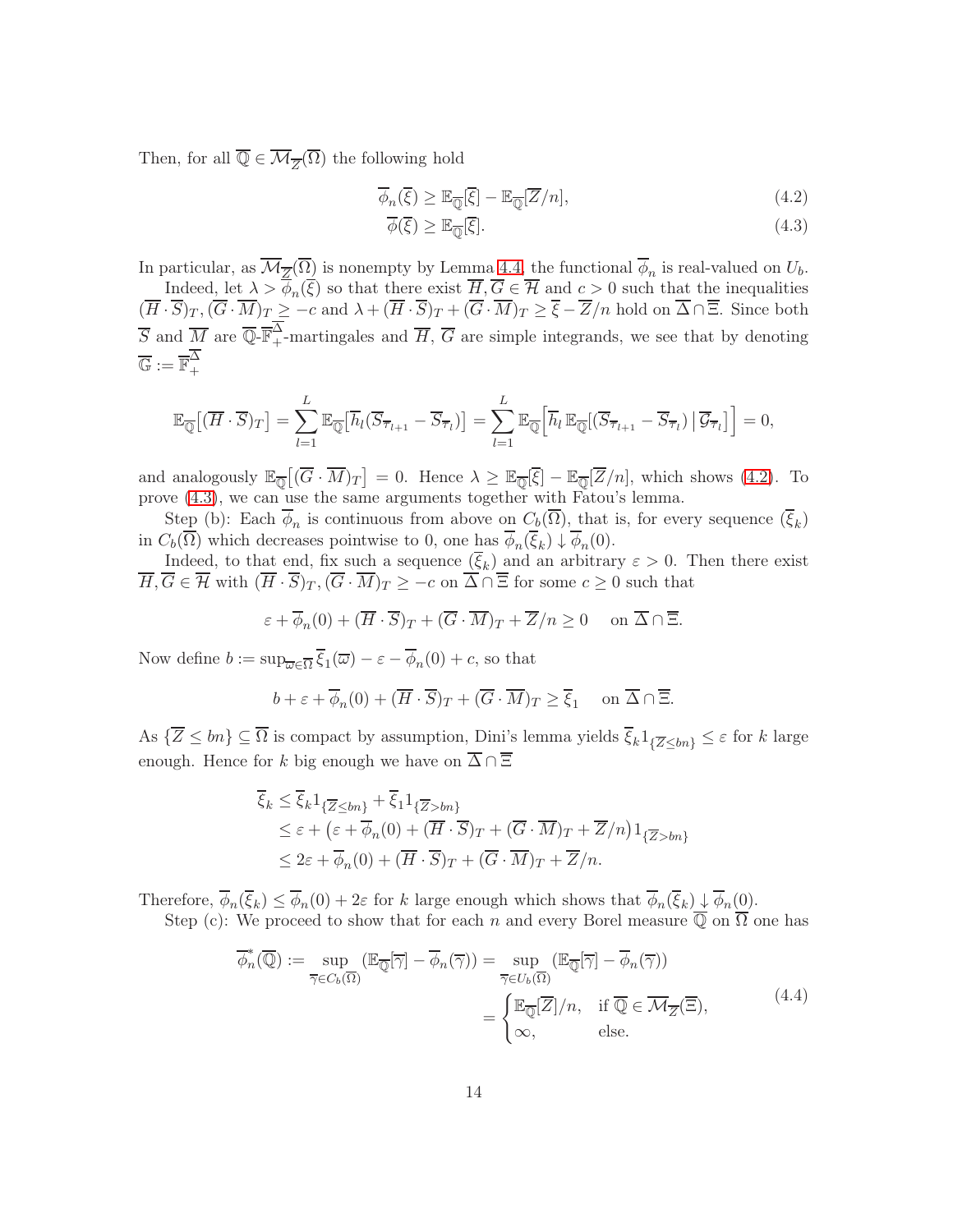Then, for all $\overline{\mathbb{Q}} \in \mathcal{M}_{\overline{Z}}(\overline{\Omega})$ the following hold

$$\overline{\phi}_n(\overline{\xi}) \geq \mathbb{E}_{\overline{\mathbb{Q}}}[\overline{\xi}] - \mathbb{E}_{\overline{\mathbb{Q}}}[\overline{Z}/n], \tag{4.2}$$

$$\overline{\phi}(\overline{\xi}) \geq \mathbb{E}_{\overline{\mathbb{Q}}}[\overline{\xi}]. \tag{4.3}$$

In particular, as $\mathcal{M}_{\overline{Z}}(\overline{\Omega})$ is nonempty by Lemma 4.4, the functional $\overline{\phi}_n$ is real-valued on $U_b$.

Indeed, let $\lambda > \overline{\phi}_n(\overline{\xi})$ so that there exist $\overline{H}, \overline{G} \in \overline{\mathcal{H}}$ and $c > 0$ such that the inequalities $(\overline{H} \cdot \overline{S})_T, (\overline{G} \cdot \overline{M})_T \geq -c$ and $\lambda + (\overline{H} \cdot \overline{S})_T + (\overline{G} \cdot \overline{M})_T \geq \overline{\xi} - \overline{Z}/n$ hold on $\overline{\Delta} \cap \overline{\Xi}$. Since both $\overline{S}$ and $\overline{M}$ are $\overline{\mathbb{Q}}$-$\overline{\mathbb{F}}^{\overline{\Delta}}_+$-martingales and $\overline{H}$, $\overline{G}$ are simple integrands, we see that by denoting $\overline{\mathbb{G}} := \overline{\mathbb{F}}^{\overline{\Delta}}_+$

$$\mathbb{E}_{\overline{\mathbb{Q}}}\big[(\overline{H} \cdot \overline{S})_T\big] = \sum_{l=1}^{L} \mathbb{E}_{\overline{\mathbb{Q}}}\big[\overline{h}_l(\overline{S}_{\overline{\tau}_{l+1}} - \overline{S}_{\overline{\tau}_l})\big] = \sum_{l=1}^{L} \mathbb{E}_{\overline{\mathbb{Q}}}\Big[\overline{h}_l\, \mathbb{E}_{\overline{\mathbb{Q}}}[(\overline{S}_{\overline{\tau}_{l+1}} - \overline{S}_{\overline{\tau}_l}) \,|\, \overline{\mathcal{G}}_{\overline{\tau}_l}]\Big] = 0,$$

and analogously $\mathbb{E}_{\overline{\mathbb{Q}}}\big[(\overline{G} \cdot \overline{M})_T\big] = 0$. Hence $\lambda \geq \mathbb{E}_{\overline{\mathbb{Q}}}[\overline{\xi}] - \mathbb{E}_{\overline{\mathbb{Q}}}[\overline{Z}/n]$, which shows (4.2). To prove (4.3), we can use the same arguments together with Fatou's lemma.

Step (b): Each $\overline{\phi}_n$ is continuous from above on $C_b(\overline{\Omega})$, that is, for every sequence $(\overline{\xi}_k)$ in $C_b(\overline{\Omega})$ which decreases pointwise to 0, one has $\overline{\phi}_n(\overline{\xi}_k) \downarrow \overline{\phi}_n(0)$.

Indeed, to that end, fix such a sequence $(\overline{\xi}_k)$ and an arbitrary $\varepsilon > 0$. Then there exist $\overline{H}, \overline{G} \in \overline{\mathcal{H}}$ with $(\overline{H} \cdot \overline{S})_T, (\overline{G} \cdot \overline{M})_T \geq -c$ on $\overline{\Delta} \cap \overline{\Xi}$ for some $c \geq 0$ such that

$$\varepsilon + \overline{\phi}_n(0) + (\overline{H} \cdot \overline{S})_T + (\overline{G} \cdot \overline{M})_T + \overline{Z}/n \geq 0 \quad \text{ on } \overline{\Delta} \cap \overline{\Xi}.$$

Now define $b := \sup_{\overline{\omega} \in \overline{\Omega}} \overline{\xi}_1(\overline{\omega}) - \varepsilon - \overline{\phi}_n(0) + c$, so that

$$b + \varepsilon + \overline{\phi}_n(0) + (\overline{H} \cdot \overline{S})_T + (\overline{G} \cdot \overline{M})_T \geq \overline{\xi}_1 \quad \text{ on } \overline{\Delta} \cap \overline{\Xi}.$$

As $\{\overline{Z} \leq bn\} \subseteq \overline{\Omega}$ is compact by assumption, Dini's lemma yields $\overline{\xi}_k 1_{\{\overline{Z} \leq bn\}} \leq \varepsilon$ for $k$ large enough. Hence for $k$ big enough we have on $\overline{\Delta} \cap \overline{\Xi}$

$$\begin{aligned}
\overline{\xi}_k &\leq \overline{\xi}_k 1_{\{\overline{Z} \leq bn\}} + \overline{\xi}_1 1_{\{\overline{Z} > bn\}} \\
&\leq \varepsilon + \big(\varepsilon + \overline{\phi}_n(0) + (\overline{H} \cdot \overline{S})_T + (\overline{G} \cdot \overline{M})_T + \overline{Z}/n\big) 1_{\{\overline{Z} > bn\}} \\
&\leq 2\varepsilon + \overline{\phi}_n(0) + (\overline{H} \cdot \overline{S})_T + (\overline{G} \cdot \overline{M})_T + \overline{Z}/n.
\end{aligned}$$

Therefore, $\overline{\phi}_n(\overline{\xi}_k) \leq \overline{\phi}_n(0) + 2\varepsilon$ for $k$ large enough which shows that $\overline{\phi}_n(\overline{\xi}_k) \downarrow \overline{\phi}_n(0)$.

Step (c): We proceed to show that for each $n$ and every Borel measure $\overline{\mathbb{Q}}$ on $\overline{\Omega}$ one has

$$\begin{aligned}
\overline{\phi}^*_n(\overline{\mathbb{Q}}) := \sup_{\overline{\gamma} \in C_b(\overline{\Omega})} (\mathbb{E}_{\overline{\mathbb{Q}}}[\overline{\gamma}] - \overline{\phi}_n(\overline{\gamma})) &= \sup_{\overline{\gamma} \in U_b(\overline{\Omega})} (\mathbb{E}_{\overline{\mathbb{Q}}}[\overline{\gamma}] - \overline{\phi}_n(\overline{\gamma})) \\
&= \begin{cases} \mathbb{E}_{\overline{\mathbb{Q}}}[\overline{Z}]/n, & \text{if } \overline{\mathbb{Q}} \in \mathcal{M}_{\overline{Z}}(\overline{\Xi}), \\ \infty, & \text{else.} \end{cases}
\end{aligned} \tag{4.4}$$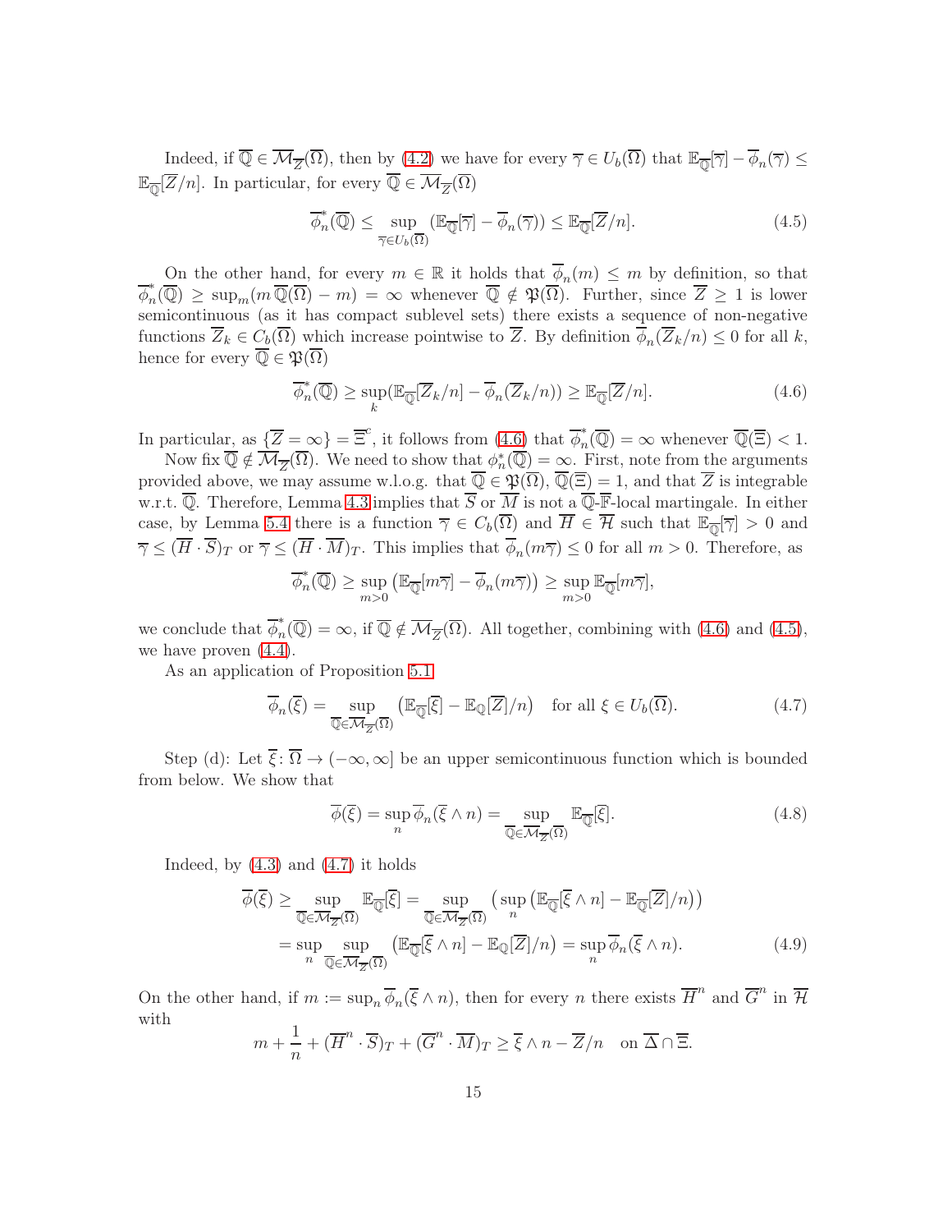Indeed, if $\overline{\mathbb{Q}} \in \overline{\mathcal{M}}_{\overline{Z}}(\overline{\Omega})$, then by (4.2) we have for every $\overline{\gamma} \in U_b(\overline{\Omega})$ that $\mathbb{E}_{\overline{\mathbb{Q}}}[\overline{\gamma}] - \overline{\phi}_n(\overline{\gamma}) \leq \mathbb{E}_{\overline{\mathbb{Q}}}[\overline{Z}/n]$. In particular, for every $\overline{\mathbb{Q}} \in \overline{\mathcal{M}}_{\overline{Z}}(\overline{\Omega})$

$$\overline{\phi}_n^*(\overline{\mathbb{Q}}) \leq \sup_{\overline{\gamma} \in U_b(\overline{\Omega})} (\mathbb{E}_{\overline{\mathbb{Q}}}[\overline{\gamma}] - \overline{\phi}_n(\overline{\gamma})) \leq \mathbb{E}_{\overline{\mathbb{Q}}}[\overline{Z}/n]. \tag{4.5}$$

On the other hand, for every $m \in \mathbb{R}$ it holds that $\overline{\phi}_n(m) \leq m$ by definition, so that $\overline{\phi}_n^*(\overline{\mathbb{Q}}) \geq \sup_m (m\,\overline{\mathbb{Q}}(\overline{\Omega}) - m) = \infty$ whenever $\overline{\mathbb{Q}} \notin \mathfrak{P}(\overline{\Omega})$. Further, since $\overline{Z} \geq 1$ is lower semicontinuous (as it has compact sublevel sets) there exists a sequence of non-negative functions $\overline{Z}_k \in C_b(\overline{\Omega})$ which increase pointwise to $\overline{Z}$. By definition $\overline{\phi}_n(\overline{Z}_k/n) \leq 0$ for all $k$, hence for every $\overline{\mathbb{Q}} \in \mathfrak{P}(\overline{\Omega})$

$$\overline{\phi}_n^*(\overline{\mathbb{Q}}) \geq \sup_k (\mathbb{E}_{\overline{\mathbb{Q}}}[\overline{Z}_k/n] - \overline{\phi}_n(\overline{Z}_k/n)) \geq \mathbb{E}_{\overline{\mathbb{Q}}}[\overline{Z}/n]. \tag{4.6}$$

In particular, as $\{\overline{Z} = \infty\} = \overline{\Xi}^c$, it follows from (4.6) that $\overline{\phi}_n^*(\overline{\mathbb{Q}}) = \infty$ whenever $\overline{\mathbb{Q}}(\overline{\Xi}) < 1$.

Now fix $\overline{\mathbb{Q}} \notin \overline{\mathcal{M}}_{\overline{Z}}(\overline{\Omega})$. We need to show that $\phi_n^*(\overline{\mathbb{Q}}) = \infty$. First, note from the arguments provided above, we may assume w.l.o.g. that $\overline{\mathbb{Q}} \in \mathfrak{P}(\overline{\Omega})$, $\overline{\mathbb{Q}}(\overline{\Xi}) = 1$, and that $\overline{Z}$ is integrable w.r.t. $\overline{\mathbb{Q}}$. Therefore, Lemma 4.3 implies that $\overline{S}$ or $\overline{M}$ is not a $\overline{\mathbb{Q}}$-$\overline{\mathbb{F}}$-local martingale. In either case, by Lemma 5.4 there is a function $\overline{\gamma} \in C_b(\overline{\Omega})$ and $\overline{H} \in \overline{\mathcal{H}}$ such that $\mathbb{E}_{\overline{\mathbb{Q}}}[\overline{\gamma}] > 0$ and $\overline{\gamma} \leq (\overline{H} \cdot \overline{S})_T$ or $\overline{\gamma} \leq (\overline{H} \cdot \overline{M})_T$. This implies that $\overline{\phi}_n(m\overline{\gamma}) \leq 0$ for all $m > 0$. Therefore, as

$$\overline{\phi}_n^*(\overline{\mathbb{Q}}) \geq \sup_{m>0} \big(\mathbb{E}_{\overline{\mathbb{Q}}}[m\overline{\gamma}] - \overline{\phi}_n(m\overline{\gamma})\big) \geq \sup_{m>0} \mathbb{E}_{\overline{\mathbb{Q}}}[m\overline{\gamma}],$$

we conclude that $\overline{\phi}_n^*(\overline{\mathbb{Q}}) = \infty$, if $\overline{\mathbb{Q}} \notin \overline{\mathcal{M}}_{\overline{Z}}(\overline{\Omega})$. All together, combining with (4.6) and (4.5), we have proven (4.4).

As an application of Proposition 5.1

$$\overline{\phi}_n(\overline{\xi}) = \sup_{\overline{\mathbb{Q}} \in \overline{\mathcal{M}}_{\overline{Z}}(\overline{\Omega})} \big(\mathbb{E}_{\overline{\mathbb{Q}}}[\overline{\xi}] - \mathbb{E}_{\mathbb{Q}}[\overline{Z}]/n\big) \quad \text{for all } \xi \in U_b(\overline{\Omega}). \tag{4.7}$$

Step (d): Let $\overline{\xi} \colon \overline{\Omega} \to (-\infty, \infty]$ be an upper semicontinuous function which is bounded from below. We show that

$$\overline{\phi}(\overline{\xi}) = \sup_n \overline{\phi}_n(\overline{\xi} \wedge n) = \sup_{\overline{\mathbb{Q}} \in \overline{\mathcal{M}}_{\overline{Z}}(\overline{\Omega})} \mathbb{E}_{\overline{\mathbb{Q}}}[\overline{\xi}]. \tag{4.8}$$

Indeed, by (4.3) and (4.7) it holds

$$\begin{aligned}
\overline{\phi}(\overline{\xi}) &\geq \sup_{\overline{\mathbb{Q}} \in \overline{\mathcal{M}}_{\overline{Z}}(\overline{\Omega})} \mathbb{E}_{\overline{\mathbb{Q}}}[\overline{\xi}] = \sup_{\overline{\mathbb{Q}} \in \overline{\mathcal{M}}_{\overline{Z}}(\overline{\Omega})} \big(\sup_n \big(\mathbb{E}_{\overline{\mathbb{Q}}}[\overline{\xi} \wedge n] - \mathbb{E}_{\overline{\mathbb{Q}}}[\overline{Z}]/n\big)\big) \\
&= \sup_n \sup_{\overline{\mathbb{Q}} \in \overline{\mathcal{M}}_{\overline{Z}}(\overline{\Omega})} \big(\mathbb{E}_{\overline{\mathbb{Q}}}[\overline{\xi} \wedge n] - \mathbb{E}_{\mathbb{Q}}[\overline{Z}]/n\big) = \sup_n \overline{\phi}_n(\overline{\xi} \wedge n).
\end{aligned} \tag{4.9}$$

On the other hand, if $m := \sup_n \overline{\phi}_n(\overline{\xi} \wedge n)$, then for every $n$ there exists $\overline{H}^n$ and $\overline{G}^n$ in $\overline{\mathcal{H}}$ with

$$m + \frac{1}{n} + (\overline{H}^n \cdot \overline{S})_T + (\overline{G}^n \cdot \overline{M})_T \geq \overline{\xi} \wedge n - \overline{Z}/n \quad \text{on } \overline{\Delta} \cap \overline{\Xi}.$$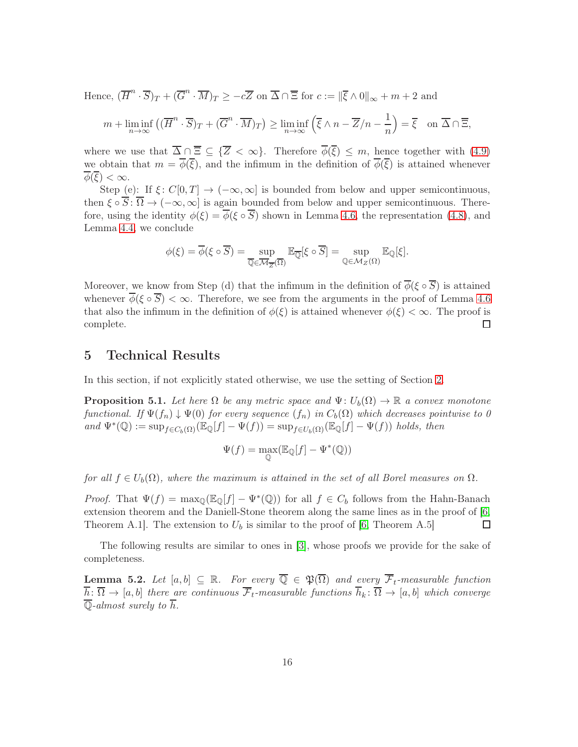Hence, $(\overline{H}^n \cdot \overline{S})_T + (\overline{G}^n \cdot \overline{M})_T \geq -c\overline{Z}$ on $\overline{\Delta} \cap \overline{\Xi}$ for $c := \|\overline{\xi} \wedge 0\|_\infty + m + 2$ and

$$m + \liminf_{n\to\infty} \left((\overline{H}^n \cdot \overline{S})_T + (\overline{G}^n \cdot \overline{M})_T\right) \geq \liminf_{n\to\infty} \left(\overline{\xi} \wedge n - \overline{Z}/n - \frac{1}{n}\right) = \overline{\xi} \quad \text{on } \overline{\Delta} \cap \overline{\Xi},$$

where we use that $\overline{\Delta} \cap \overline{\Xi} \subseteq \{\overline{Z} < \infty\}$. Therefore $\overline{\phi}(\overline{\xi}) \leq m$, hence together with (4.9) we obtain that $m = \overline{\phi}(\overline{\xi})$, and the infimum in the definition of $\overline{\phi}(\overline{\xi})$ is attained whenever $\overline{\phi}(\overline{\xi}) < \infty$.

Step (e): If $\xi\colon C[0,T] \to (-\infty, \infty]$ is bounded from below and upper semicontinuous, then $\xi \circ \overline{S}\colon \overline{\Omega} \to (-\infty, \infty]$ is again bounded from below and upper semicontinuous. Therefore, using the identity $\phi(\xi) = \overline{\phi}(\xi \circ \overline{S})$ shown in Lemma 4.6, the representation (4.8), and Lemma 4.4, we conclude

$$\phi(\xi) = \overline{\phi}(\xi \circ \overline{S}) = \sup_{\overline{\mathbb{Q}} \in \overline{\mathcal{M}}_{\overline{Z}}(\overline{\Omega})} \mathbb{E}_{\overline{\mathbb{Q}}}[\xi \circ \overline{S}] = \sup_{\mathbb{Q} \in \mathcal{M}_Z(\Omega)} \mathbb{E}_{\mathbb{Q}}[\xi].$$

Moreover, we know from Step (d) that the infimum in the definition of $\overline{\phi}(\xi \circ \overline{S})$ is attained whenever $\overline{\phi}(\xi \circ \overline{S}) < \infty$. Therefore, we see from the arguments in the proof of Lemma 4.6 that also the infimum in the definition of $\phi(\xi)$ is attained whenever $\phi(\xi) < \infty$. The proof is complete. $\square$

## 5 Technical Results

In this section, if not explicitly stated otherwise, we use the setting of Section 2.

**Proposition 5.1.** *Let here $\Omega$ be any metric space and $\Psi\colon U_b(\Omega) \to \mathbb{R}$ a convex monotone functional. If $\Psi(f_n) \downarrow \Psi(0)$ for every sequence $(f_n)$ in $C_b(\Omega)$ which decreases pointwise to 0 and $\Psi^*(\mathbb{Q}) := \sup_{f \in C_b(\Omega)}(\mathbb{E}_{\mathbb{Q}}[f] - \Psi(f)) = \sup_{f \in U_b(\Omega)}(\mathbb{E}_{\mathbb{Q}}[f] - \Psi(f))$ holds, then*

$$\Psi(f) = \max_{\mathbb{Q}}(\mathbb{E}_{\mathbb{Q}}[f] - \Psi^*(\mathbb{Q}))$$

*for all $f \in U_b(\Omega)$, where the maximum is attained in the set of all Borel measures on $\Omega$.*

*Proof.* That $\Psi(f) = \max_{\mathbb{Q}}(\mathbb{E}_{\mathbb{Q}}[f] - \Psi^*(\mathbb{Q}))$ for all $f \in C_b$ follows from the Hahn-Banach extension theorem and the Daniell-Stone theorem along the same lines as in the proof of [6, Theorem A.1]. The extension to $U_b$ is similar to the proof of [6, Theorem A.5] $\square$

The following results are similar to ones in [3], whose proofs we provide for the sake of completeness.

**Lemma 5.2.** *Let $[a,b] \subseteq \mathbb{R}$. For every $\overline{\mathbb{Q}} \in \mathfrak{P}(\overline{\Omega})$ and every $\overline{\mathcal{F}}_t$-measurable function $\overline{h}\colon \overline{\Omega} \to [a,b]$ there are continuous $\overline{\mathcal{F}}_t$-measurable functions $\overline{h}_k\colon \overline{\Omega} \to [a,b]$ which converge $\overline{\mathbb{Q}}$-almost surely to $\overline{h}$.*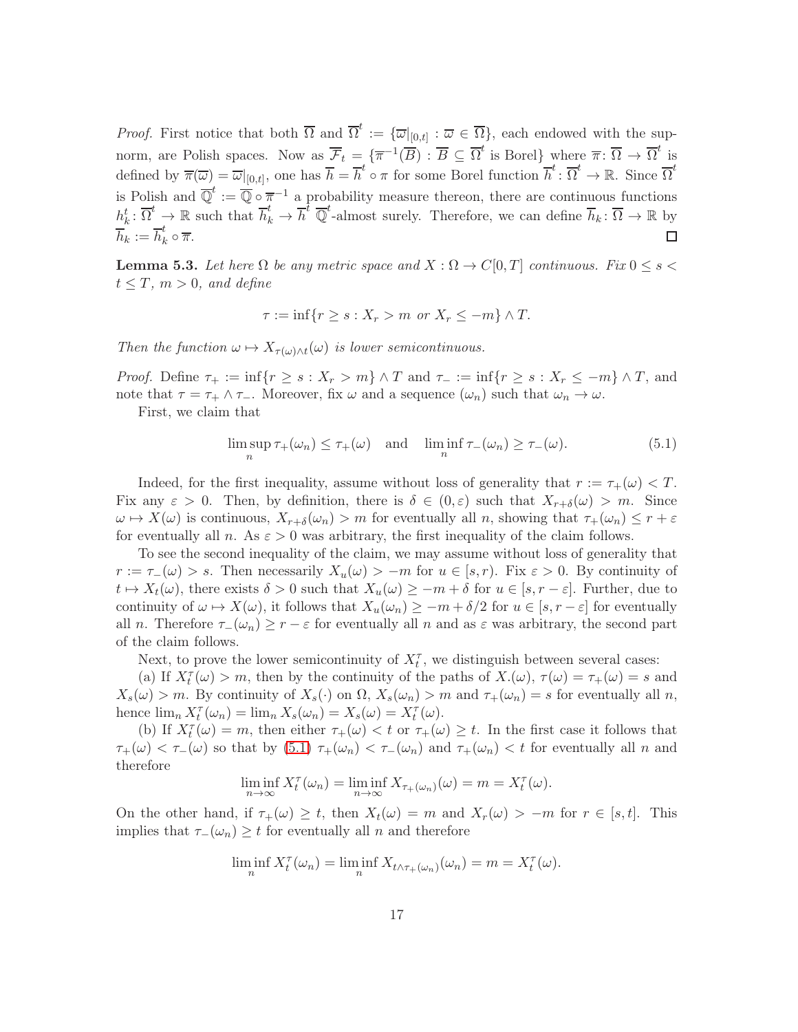*Proof.* First notice that both $\overline{\Omega}$ and $\overline{\Omega}^t := \{\overline{\omega}|_{[0,t]} : \overline{\omega} \in \overline{\Omega}\}$, each endowed with the sup-norm, are Polish spaces. Now as $\overline{\mathcal{F}}_t = \{\overline{\pi}^{-1}(\overline{B}) : \overline{B} \subseteq \overline{\Omega}^t \text{ is Borel}\}$ where $\overline{\pi} \colon \overline{\Omega} \to \overline{\Omega}^t$ is defined by $\overline{\pi}(\overline{\omega}) = \overline{\omega}|_{[0,t]}$, one has $\overline{h} = \overline{h}^t \circ \pi$ for some Borel function $\overline{h}^t \colon \overline{\Omega}^t \to \mathbb{R}$. Since $\overline{\Omega}^t$ is Polish and $\overline{\mathbb{Q}}^t := \overline{\mathbb{Q}} \circ \overline{\pi}^{-1}$ a probability measure thereon, there are continuous functions $h_k^t \colon \overline{\Omega}^t \to \mathbb{R}$ such that $\overline{h}_k^t \to \overline{h}^t$ $\overline{\mathbb{Q}}^t$-almost surely. Therefore, we can define $\overline{h}_k \colon \overline{\Omega} \to \mathbb{R}$ by $\overline{h}_k := \overline{h}_k^t \circ \overline{\pi}$. □

**Lemma 5.3.** *Let here $\Omega$ be any metric space and $X : \Omega \to C[0,T]$ continuous. Fix $0 \le s < t \le T$, $m > 0$, and define*

$$\tau := \inf\{r \ge s : X_r > m \text{ or } X_r \le -m\} \wedge T.$$

*Then the function $\omega \mapsto X_{\tau(\omega)\wedge t}(\omega)$ is lower semicontinuous.*

*Proof.* Define $\tau_+ := \inf\{r \ge s : X_r > m\} \wedge T$ and $\tau_- := \inf\{r \ge s : X_r \le -m\} \wedge T$, and note that $\tau = \tau_+ \wedge \tau_-$. Moreover, fix $\omega$ and a sequence $(\omega_n)$ such that $\omega_n \to \omega$.

First, we claim that

$$\limsup_n \tau_+(\omega_n) \le \tau_+(\omega) \quad \text{and} \quad \liminf_n \tau_-(\omega_n) \ge \tau_-(\omega). \tag{5.1}$$

Indeed, for the first inequality, assume without loss of generality that $r := \tau_+(\omega) < T$. Fix any $\varepsilon > 0$. Then, by definition, there is $\delta \in (0, \varepsilon)$ such that $X_{r+\delta}(\omega) > m$. Since $\omega \mapsto X(\omega)$ is continuous, $X_{r+\delta}(\omega_n) > m$ for eventually all $n$, showing that $\tau_+(\omega_n) \le r + \varepsilon$ for eventually all $n$. As $\varepsilon > 0$ was arbitrary, the first inequality of the claim follows.

To see the second inequality of the claim, we may assume without loss of generality that $r := \tau_-(\omega) > s$. Then necessarily $X_u(\omega) > -m$ for $u \in [s, r)$. Fix $\varepsilon > 0$. By continuity of $t \mapsto X_t(\omega)$, there exists $\delta > 0$ such that $X_u(\omega) \ge -m + \delta$ for $u \in [s, r - \varepsilon]$. Further, due to continuity of $\omega \mapsto X(\omega)$, it follows that $X_u(\omega_n) \ge -m + \delta/2$ for $u \in [s, r - \varepsilon]$ for eventually all $n$. Therefore $\tau_-(\omega_n) \ge r - \varepsilon$ for eventually all $n$ and as $\varepsilon$ was arbitrary, the second part of the claim follows.

Next, to prove the lower semicontinuity of $X_t^\tau$, we distinguish between several cases:

(a) If $X_t^\tau(\omega) > m$, then by the continuity of the paths of $X_\cdot(\omega)$, $\tau(\omega) = \tau_+(\omega) = s$ and $X_s(\omega) > m$. By continuity of $X_s(\cdot)$ on $\Omega$, $X_s(\omega_n) > m$ and $\tau_+(\omega_n) = s$ for eventually all $n$, hence $\lim_n X_t^\tau(\omega_n) = \lim_n X_s(\omega_n) = X_s(\omega) = X_t^\tau(\omega)$.

(b) If $X_t^\tau(\omega) = m$, then either $\tau_+(\omega) < t$ or $\tau_+(\omega) \ge t$. In the first case it follows that $\tau_+(\omega) < \tau_-(\omega)$ so that by (5.1) $\tau_+(\omega_n) < \tau_-(\omega_n)$ and $\tau_+(\omega_n) < t$ for eventually all $n$ and therefore

$$\liminf_{n\to\infty} X_t^\tau(\omega_n) = \liminf_{n\to\infty} X_{\tau_+(\omega_n)}(\omega) = m = X_t^\tau(\omega).$$

On the other hand, if $\tau_+(\omega) \ge t$, then $X_t(\omega) = m$ and $X_r(\omega) > -m$ for $r \in [s, t]$. This implies that $\tau_-(\omega_n) \ge t$ for eventually all $n$ and therefore

$$\liminf_n X_t^\tau(\omega_n) = \liminf_n X_{t\wedge\tau_+(\omega_n)}(\omega_n) = m = X_t^\tau(\omega).$$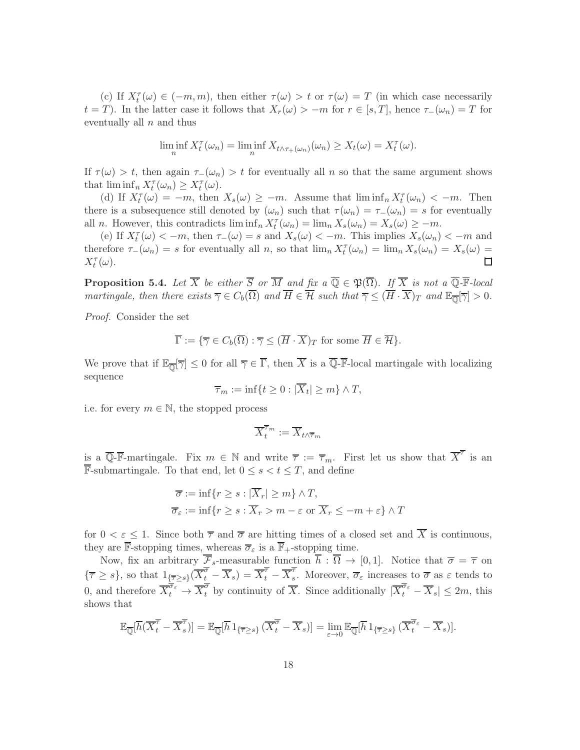(c) If $X_t^\tau(\omega) \in (-m, m)$, then either $\tau(\omega) > t$ or $\tau(\omega) = T$ (in which case necessarily $t = T$). In the latter case it follows that $X_r(\omega) > -m$ for $r \in [s, T]$, hence $\tau_-(\omega_n) = T$ for eventually all $n$ and thus

$$\liminf_n X_t^\tau(\omega_n) = \liminf_n X_{t\wedge\tau_+(\omega_n)}(\omega_n) \geq X_t(\omega) = X_t^\tau(\omega).$$

If $\tau(\omega) > t$, then again $\tau_-(\omega_n) > t$ for eventually all $n$ so that the same argument shows that $\liminf_n X_t^\tau(\omega_n) \geq X_t^\tau(\omega)$.

(d) If $X_t^\tau(\omega) = -m$, then $X_s(\omega) \geq -m$. Assume that $\liminf_n X_t^\tau(\omega_n) < -m$. Then there is a subsequence still denoted by $(\omega_n)$ such that $\tau(\omega_n) = \tau_-(\omega_n) = s$ for eventually all $n$. However, this contradicts $\liminf_n X_t^\tau(\omega_n) = \lim_n X_s(\omega_n) = X_s(\omega) \geq -m$.

(e) If $X_t^\tau(\omega) < -m$, then $\tau_-(\omega) = s$ and $X_s(\omega) < -m$. This implies $X_s(\omega_n) < -m$ and therefore $\tau_-(\omega_n) = s$ for eventually all $n$, so that $\lim_n X_t^\tau(\omega_n) = \lim_n X_s(\omega_n) = X_s(\omega) = X_t^\tau(\omega)$. □

**Proposition 5.4.** *Let $\overline{X}$ be either $\overline{S}$ or $\overline{M}$ and fix a $\overline{\mathbb{Q}} \in \mathfrak{P}(\overline{\Omega})$. If $\overline{X}$ is not a $\overline{\mathbb{Q}}$-$\overline{\mathbb{F}}$-local martingale, then there exists $\overline{\gamma} \in C_b(\overline{\Omega})$ and $\overline{H} \in \overline{\mathcal{H}}$ such that $\overline{\gamma} \leq (\overline{H} \cdot \overline{X})_T$ and $\mathbb{E}_{\overline{\mathbb{Q}}}[\overline{\gamma}] > 0$.*

*Proof.* Consider the set

$$\overline{\Gamma} := \{\overline{\gamma} \in C_b(\overline{\Omega}) : \overline{\gamma} \leq (\overline{H} \cdot \overline{X})_T \text{ for some } \overline{H} \in \overline{\mathcal{H}}\}.$$

We prove that if $\mathbb{E}_{\overline{\mathbb{Q}}}[\overline{\gamma}] \leq 0$ for all $\overline{\gamma} \in \overline{\Gamma}$, then $\overline{X}$ is a $\overline{\mathbb{Q}}$-$\overline{\mathbb{F}}$-local martingale with localizing sequence

$$\overline{\tau}_m := \inf\{t \geq 0 : |\overline{X}_t| \geq m\} \wedge T,$$

i.e. for every $m \in \mathbb{N}$, the stopped process

$$\overline{X}_t^{\overline{\tau}_m} := \overline{X}_{t\wedge\overline{\tau}_m}$$

is a $\overline{\mathbb{Q}}$-$\overline{\mathbb{F}}$-martingale. Fix $m \in \mathbb{N}$ and write $\overline{\tau} := \overline{\tau}_m$. First let us show that $\overline{X}^{\overline{\tau}}$ is an $\overline{\mathbb{F}}$-submartingale. To that end, let $0 \leq s < t \leq T$, and define

$$\begin{aligned}
\overline{\sigma} &:= \inf\{r \geq s : |\overline{X}_r| \geq m\} \wedge T, \\
\overline{\sigma}_\varepsilon &:= \inf\{r \geq s : \overline{X}_r > m - \varepsilon \text{ or } \overline{X}_r \leq -m + \varepsilon\} \wedge T
\end{aligned}$$

for $0 < \varepsilon \leq 1$. Since both $\overline{\tau}$ and $\overline{\sigma}$ are hitting times of a closed set and $\overline{X}$ is continuous, they are $\overline{\mathbb{F}}$-stopping times, whereas $\overline{\sigma}_\varepsilon$ is a $\overline{\mathbb{F}}_+$-stopping time.

Now, fix an arbitrary $\overline{\mathcal{F}}_s$-measurable function $\overline{h} : \overline{\Omega} \to [0, 1]$. Notice that $\overline{\sigma} = \overline{\tau}$ on $\{\overline{\tau} \geq s\}$, so that $1_{\{\overline{\tau}\geq s\}}(\overline{X}_t^{\overline{\sigma}} - \overline{X}_s) = \overline{X}_t^{\overline{\tau}} - \overline{X}_s^{\overline{\tau}}$. Moreover, $\overline{\sigma}_\varepsilon$ increases to $\overline{\sigma}$ as $\varepsilon$ tends to 0, and therefore $\overline{X}_t^{\overline{\sigma}_\varepsilon} \to \overline{X}_t^{\overline{\sigma}}$ by continuity of $\overline{X}$. Since additionally $|\overline{X}_t^{\overline{\sigma}_\varepsilon} - \overline{X}_s| \leq 2m$, this shows that

$$\mathbb{E}_{\overline{\mathbb{Q}}}[\overline{h}(\overline{X}_t^{\overline{\tau}} - \overline{X}_s^{\overline{\tau}})] = \mathbb{E}_{\overline{\mathbb{Q}}}[\overline{h}\, 1_{\{\overline{\tau}\geq s\}}\, (\overline{X}_t^{\overline{\sigma}} - \overline{X}_s)] = \lim_{\varepsilon\to 0} \mathbb{E}_{\overline{\mathbb{Q}}}[\overline{h}\, 1_{\{\overline{\tau}\geq s\}}\, (\overline{X}_t^{\overline{\sigma}_\varepsilon} - \overline{X}_s)].$$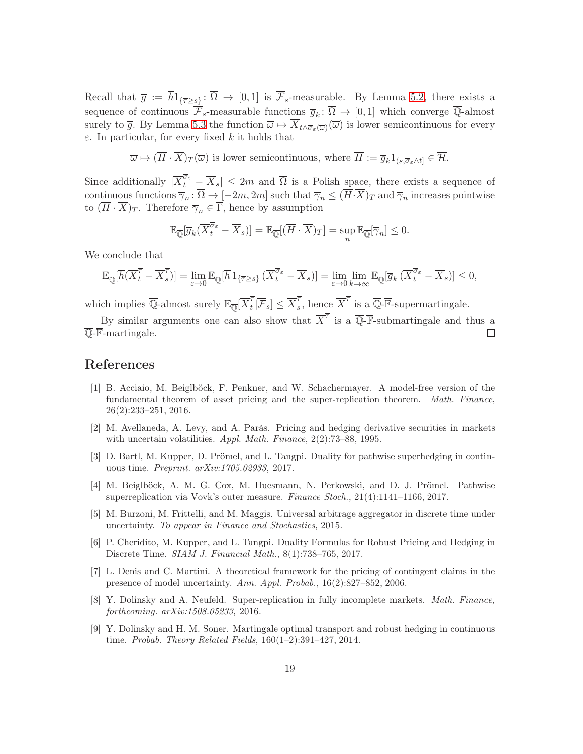Recall that $\overline{g} := \overline{h}1_{\{\overline{\tau}\geq s\}}\colon \overline{\Omega} \to [0,1]$ is $\overline{\mathcal{F}}_s$-measurable. By Lemma 5.2, there exists a sequence of continuous $\overline{\mathcal{F}}_s$-measurable functions $\overline{g}_k\colon \overline{\Omega} \to [0,1]$ which converge $\overline{\mathbb{Q}}$-almost surely to $\overline{g}$. By Lemma 5.3 the function $\overline{\omega} \mapsto \overline{X}_{t\wedge\overline{\sigma}_\varepsilon(\overline{\omega})}(\overline{\omega})$ is lower semicontinuous for every $\varepsilon$. In particular, for every fixed $k$ it holds that

$$\overline{\omega} \mapsto (\overline{H}\cdot\overline{X})_T(\overline{\omega}) \text{ is lower semicontinuous, where } \overline{H} := \overline{g}_k 1_{(s,\overline{\sigma}_\varepsilon\wedge t]} \in \overline{\mathcal{H}}.$$

Since additionally $|\overline{X}_t^{\overline{\sigma}_\varepsilon} - \overline{X}_s| \leq 2m$ and $\overline{\Omega}$ is a Polish space, there exists a sequence of continuous functions $\overline{\gamma}_n\colon \overline{\Omega} \to [-2m, 2m]$ such that $\overline{\gamma}_n \leq (\overline{H}\cdot\overline{X})_T$ and $\overline{\gamma}_n$ increases pointwise to $(\overline{H}\cdot\overline{X})_T$. Therefore $\overline{\gamma}_n \in \overline{\Gamma}$, hence by assumption

$$\mathbb{E}_{\overline{\mathbb{Q}}}[\overline{g}_k(\overline{X}_t^{\overline{\sigma}_\varepsilon} - \overline{X}_s)] = \mathbb{E}_{\overline{\mathbb{Q}}}[(\overline{H}\cdot\overline{X})_T] = \sup_n \mathbb{E}_{\overline{\mathbb{Q}}}[\overline{\gamma}_n] \leq 0.$$

We conclude that

$$\mathbb{E}_{\overline{\mathbb{Q}}}[\overline{h}(\overline{X}_t^{\overline{\tau}} - \overline{X}_s^{\overline{\tau}})] = \lim_{\varepsilon\to 0} \mathbb{E}_{\overline{\mathbb{Q}}}[\overline{h}\, 1_{\{\overline{\tau}\geq s\}}\, (\overline{X}_t^{\overline{\sigma}_\varepsilon} - \overline{X}_s)] = \lim_{\varepsilon\to 0}\lim_{k\to\infty} \mathbb{E}_{\overline{\mathbb{Q}}}[\overline{g}_k\, (\overline{X}_t^{\overline{\sigma}_\varepsilon} - \overline{X}_s)] \leq 0,$$

which implies $\overline{\mathbb{Q}}$-almost surely $\mathbb{E}_{\overline{\mathbb{Q}}}[\overline{X}_t^{\overline{\tau}}|\overline{\mathcal{F}}_s] \leq \overline{X}_s^{\overline{\tau}}$, hence $\overline{X}^{\overline{\tau}}$ is a $\overline{\mathbb{Q}}$-$\overline{\mathbb{F}}$-supermartingale.

By similar arguments one can also show that $\overline{X}^{\overline{\tau}}$ is a $\overline{\mathbb{Q}}$-$\overline{\mathbb{F}}$-submartingale and thus a $\overline{\mathbb{Q}}$-$\overline{\mathbb{F}}$-martingale. □

# References

[1] B. Acciaio, M. Beiglböck, F. Penkner, and W. Schachermayer. A model-free version of the fundamental theorem of asset pricing and the super-replication theorem. *Math. Finance*, 26(2):233–251, 2016.

[2] M. Avellaneda, A. Levy, and A. Parás. Pricing and hedging derivative securities in markets with uncertain volatilities. *Appl. Math. Finance*, 2(2):73–88, 1995.

[3] D. Bartl, M. Kupper, D. Prömel, and L. Tangpi. Duality for pathwise superhedging in continuous time. *Preprint. arXiv:1705.02933*, 2017.

[4] M. Beiglböck, A. M. G. Cox, M. Huesmann, N. Perkowski, and D. J. Prömel. Pathwise superreplication via Vovk's outer measure. *Finance Stoch.*, 21(4):1141–1166, 2017.

[5] M. Burzoni, M. Frittelli, and M. Maggis. Universal arbitrage aggregator in discrete time under uncertainty. *To appear in Finance and Stochastics*, 2015.

[6] P. Cheridito, M. Kupper, and L. Tangpi. Duality Formulas for Robust Pricing and Hedging in Discrete Time. *SIAM J. Financial Math.*, 8(1):738–765, 2017.

[7] L. Denis and C. Martini. A theoretical framework for the pricing of contingent claims in the presence of model uncertainty. *Ann. Appl. Probab.*, 16(2):827–852, 2006.

[8] Y. Dolinsky and A. Neufeld. Super-replication in fully incomplete markets. *Math. Finance, forthcoming. arXiv:1508.05233*, 2016.

[9] Y. Dolinsky and H. M. Soner. Martingale optimal transport and robust hedging in continuous time. *Probab. Theory Related Fields*, 160(1–2):391–427, 2014.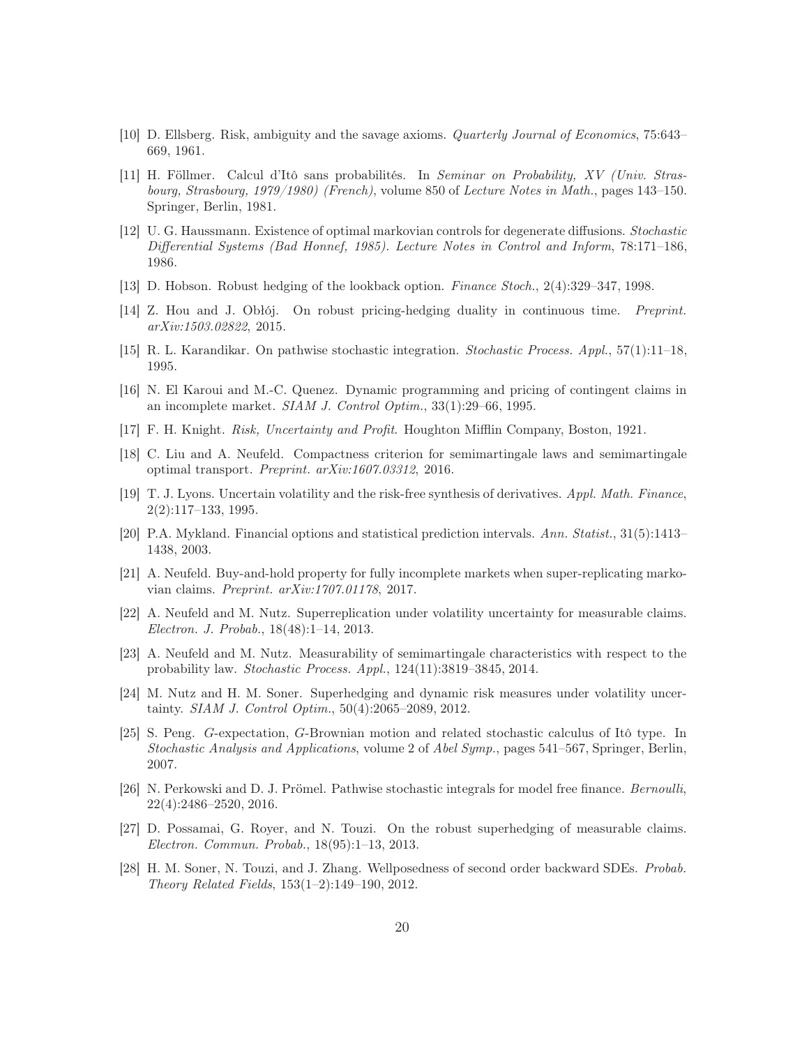[10] D. Ellsberg. Risk, ambiguity and the savage axioms. *Quarterly Journal of Economics*, 75:643–669, 1961.

[11] H. Föllmer. Calcul d'Itô sans probabilités. In *Seminar on Probability, XV (Univ. Strasbourg, Strasbourg, 1979/1980) (French)*, volume 850 of *Lecture Notes in Math.*, pages 143–150. Springer, Berlin, 1981.

[12] U. G. Haussmann. Existence of optimal markovian controls for degenerate diffusions. *Stochastic Differential Systems (Bad Honnef, 1985). Lecture Notes in Control and Inform*, 78:171–186, 1986.

[13] D. Hobson. Robust hedging of the lookback option. *Finance Stoch.*, 2(4):329–347, 1998.

[14] Z. Hou and J. Obłój. On robust pricing-hedging duality in continuous time. *Preprint. arXiv:1503.02822*, 2015.

[15] R. L. Karandikar. On pathwise stochastic integration. *Stochastic Process. Appl.*, 57(1):11–18, 1995.

[16] N. El Karoui and M.-C. Quenez. Dynamic programming and pricing of contingent claims in an incomplete market. *SIAM J. Control Optim.*, 33(1):29–66, 1995.

[17] F. H. Knight. *Risk, Uncertainty and Profit*. Houghton Mifflin Company, Boston, 1921.

[18] C. Liu and A. Neufeld. Compactness criterion for semimartingale laws and semimartingale optimal transport. *Preprint. arXiv:1607.03312*, 2016.

[19] T. J. Lyons. Uncertain volatility and the risk-free synthesis of derivatives. *Appl. Math. Finance*, 2(2):117–133, 1995.

[20] P.A. Mykland. Financial options and statistical prediction intervals. *Ann. Statist.*, 31(5):1413–1438, 2003.

[21] A. Neufeld. Buy-and-hold property for fully incomplete markets when super-replicating markovian claims. *Preprint. arXiv:1707.01178*, 2017.

[22] A. Neufeld and M. Nutz. Superreplication under volatility uncertainty for measurable claims. *Electron. J. Probab.*, 18(48):1–14, 2013.

[23] A. Neufeld and M. Nutz. Measurability of semimartingale characteristics with respect to the probability law. *Stochastic Process. Appl.*, 124(11):3819–3845, 2014.

[24] M. Nutz and H. M. Soner. Superhedging and dynamic risk measures under volatility uncertainty. *SIAM J. Control Optim.*, 50(4):2065–2089, 2012.

[25] S. Peng. $G$-expectation, $G$-Brownian motion and related stochastic calculus of Itô type. In *Stochastic Analysis and Applications*, volume 2 of *Abel Symp.*, pages 541–567, Springer, Berlin, 2007.

[26] N. Perkowski and D. J. Prömel. Pathwise stochastic integrals for model free finance. *Bernoulli*, 22(4):2486–2520, 2016.

[27] D. Possamai, G. Royer, and N. Touzi. On the robust superhedging of measurable claims. *Electron. Commun. Probab.*, 18(95):1–13, 2013.

[28] H. M. Soner, N. Touzi, and J. Zhang. Wellposedness of second order backward SDEs. *Probab. Theory Related Fields*, 153(1–2):149–190, 2012.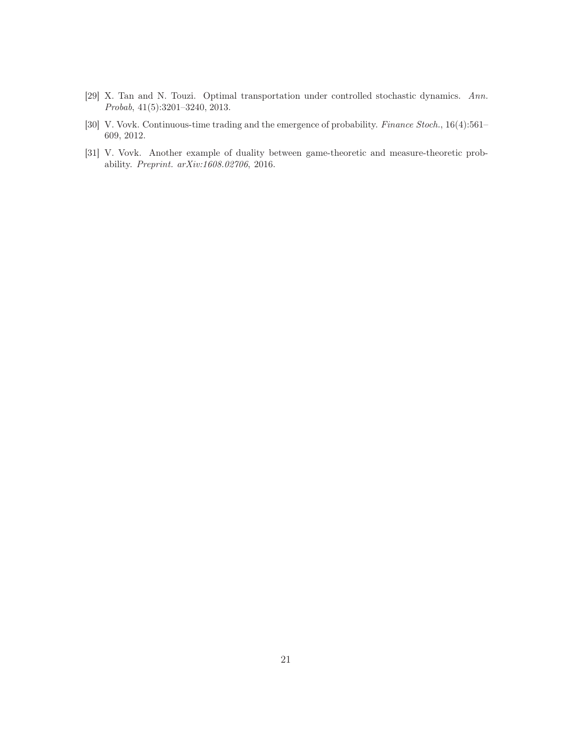[29] X. Tan and N. Touzi. Optimal transportation under controlled stochastic dynamics. *Ann. Probab*, 41(5):3201–3240, 2013.

[30] V. Vovk. Continuous-time trading and the emergence of probability. *Finance Stoch.*, 16(4):561–609, 2012.

[31] V. Vovk. Another example of duality between game-theoretic and measure-theoretic probability. *Preprint. arXiv:1608.02706*, 2016.